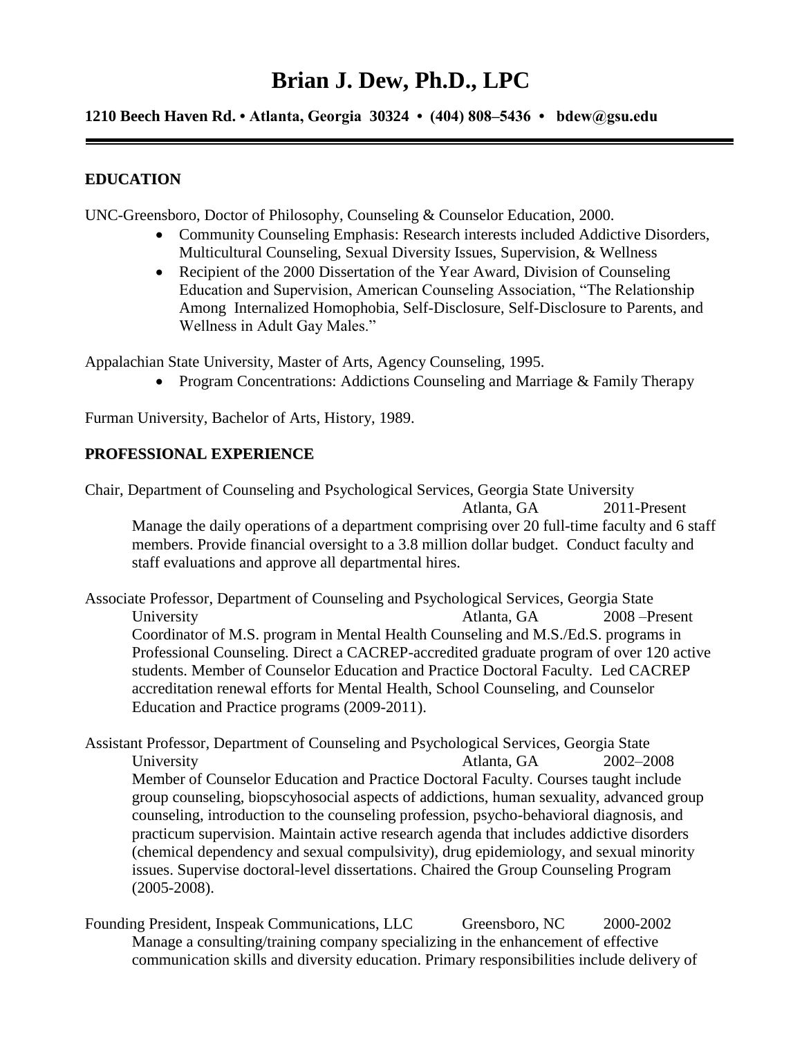# Brian J. Dew, Ph.D., LPC

**1210 Beech Haven Rd. • Atlanta, Georgia 30324 • (404) 808–5436 • bdew@gsu.edu**

---

## EDUCATION

UNC-Greensboro, Doctor of Philosophy, Counseling & Counselor Education, 2000.

- Community Counseling Emphasis: Research interests included Addictive Disorders, Multicultural Counseling, Sexual Diversity Issues, Supervision, & Wellness
- Recipient of the 2000 Dissertation of the Year Award, Division of Counseling Education and Supervision, American Counseling Association, "The Relationship Among Internalized Homophobia, Self-Disclosure, Self-Disclosure to Parents, and Wellness in Adult Gay Males."

Appalachian State University, Master of Arts, Agency Counseling, 1995.

- Program Concentrations: Addictions Counseling and Marriage & Family Therapy

Furman University, Bachelor of Arts, History, 1989.

## PROFESSIONAL EXPERIENCE

Chair, Department of Counseling and Psychological Services, Georgia State University — Atlanta, GA — 2011-Present

Manage the daily operations of a department comprising over 20 full-time faculty and 6 staff members. Provide financial oversight to a 3.8 million dollar budget. Conduct faculty and staff evaluations and approve all departmental hires.

Associate Professor, Department of Counseling and Psychological Services, Georgia State University — Atlanta, GA — 2008 –Present

Coordinator of M.S. program in Mental Health Counseling and M.S./Ed.S. programs in Professional Counseling. Direct a CACREP-accredited graduate program of over 120 active students. Member of Counselor Education and Practice Doctoral Faculty. Led CACREP accreditation renewal efforts for Mental Health, School Counseling, and Counselor Education and Practice programs (2009-2011).

Assistant Professor, Department of Counseling and Psychological Services, Georgia State University — Atlanta, GA — 2002–2008

Member of Counselor Education and Practice Doctoral Faculty. Courses taught include group counseling, biopscyhosocial aspects of addictions, human sexuality, advanced group counseling, introduction to the counseling profession, psycho-behavioral diagnosis, and practicum supervision. Maintain active research agenda that includes addictive disorders (chemical dependency and sexual compulsivity), drug epidemiology, and sexual minority issues. Supervise doctoral-level dissertations. Chaired the Group Counseling Program (2005-2008).

Founding President, Inspeak Communications, LLC — Greensboro, NC — 2000-2002

Manage a consulting/training company specializing in the enhancement of effective communication skills and diversity education. Primary responsibilities include delivery of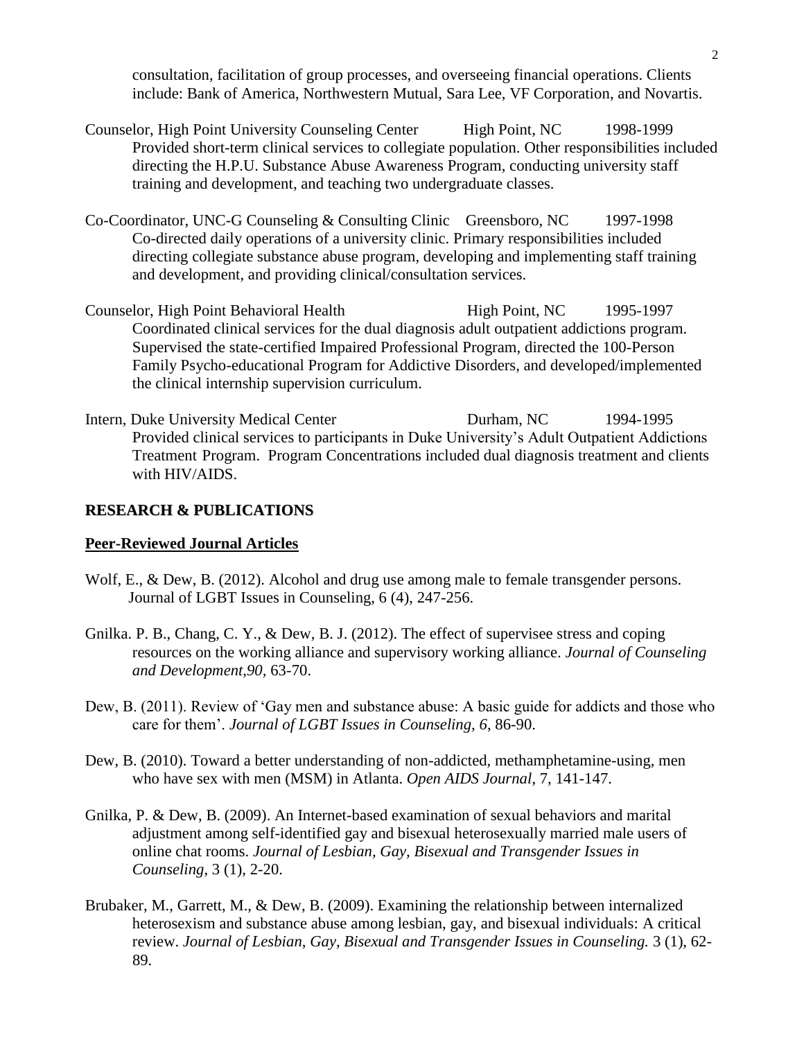consultation, facilitation of group processes, and overseeing financial operations. Clients include: Bank of America, Northwestern Mutual, Sara Lee, VF Corporation, and Novartis.

Counselor, High Point University Counseling Center High Point, NC 1998-1999
Provided short-term clinical services to collegiate population. Other responsibilities included directing the H.P.U. Substance Abuse Awareness Program, conducting university staff training and development, and teaching two undergraduate classes.

Co-Coordinator, UNC-G Counseling & Consulting Clinic Greensboro, NC 1997-1998
Co-directed daily operations of a university clinic. Primary responsibilities included directing collegiate substance abuse program, developing and implementing staff training and development, and providing clinical/consultation services.

Counselor, High Point Behavioral Health High Point, NC 1995-1997
Coordinated clinical services for the dual diagnosis adult outpatient addictions program. Supervised the state-certified Impaired Professional Program, directed the 100-Person Family Psycho-educational Program for Addictive Disorders, and developed/implemented the clinical internship supervision curriculum.

Intern, Duke University Medical Center Durham, NC 1994-1995
Provided clinical services to participants in Duke University's Adult Outpatient Addictions Treatment Program. Program Concentrations included dual diagnosis treatment and clients with HIV/AIDS.

## RESEARCH & PUBLICATIONS

### Peer-Reviewed Journal Articles

Wolf, E., & Dew, B. (2012). Alcohol and drug use among male to female transgender persons. Journal of LGBT Issues in Counseling, 6 (4), 247-256.

Gnilka. P. B., Chang, C. Y., & Dew, B. J. (2012). The effect of supervisee stress and coping resources on the working alliance and supervisory working alliance. *Journal of Counseling and Development,90*, 63-70.

Dew, B. (2011). Review of 'Gay men and substance abuse: A basic guide for addicts and those who care for them'. *Journal of LGBT Issues in Counseling, 6*, 86-90.

Dew, B. (2010). Toward a better understanding of non-addicted, methamphetamine-using, men who have sex with men (MSM) in Atlanta. *Open AIDS Journal*, 7, 141-147.

Gnilka, P. & Dew, B. (2009). An Internet-based examination of sexual behaviors and marital adjustment among self-identified gay and bisexual heterosexually married male users of online chat rooms. *Journal of Lesbian, Gay, Bisexual and Transgender Issues in Counseling*, 3 (1), 2-20.

Brubaker, M., Garrett, M., & Dew, B. (2009). Examining the relationship between internalized heterosexism and substance abuse among lesbian, gay, and bisexual individuals: A critical review. *Journal of Lesbian, Gay, Bisexual and Transgender Issues in Counseling.* 3 (1), 62-89.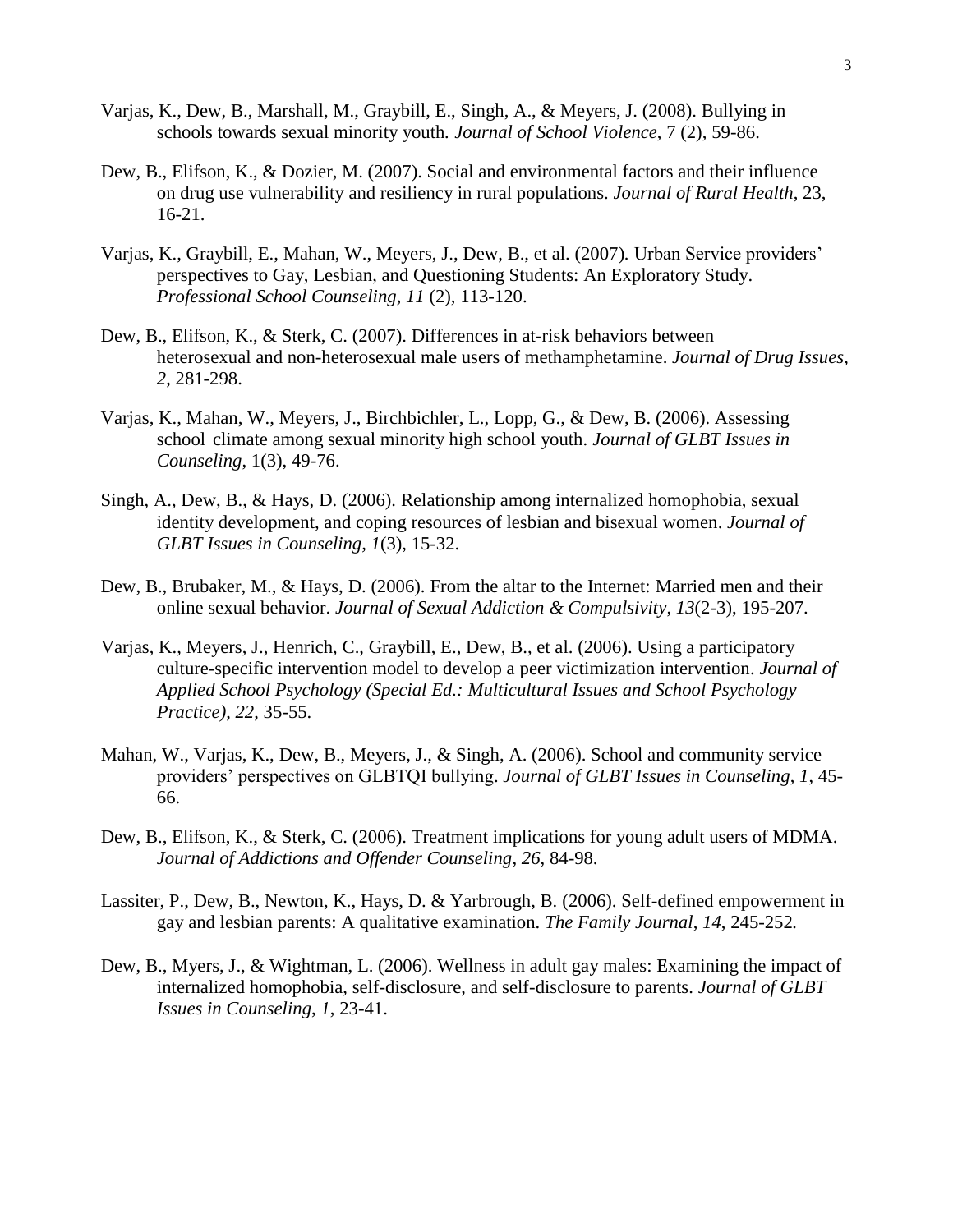Varjas, K., Dew, B., Marshall, M., Graybill, E., Singh, A., & Meyers, J. (2008). Bullying in schools towards sexual minority youth. *Journal of School Violence*, 7 (2), 59-86.

Dew, B., Elifson, K., & Dozier, M. (2007). Social and environmental factors and their influence on drug use vulnerability and resiliency in rural populations. *Journal of Rural Health*, 23, 16-21.

Varjas, K., Graybill, E., Mahan, W., Meyers, J., Dew, B., et al. (2007). Urban Service providers' perspectives to Gay, Lesbian, and Questioning Students: An Exploratory Study. *Professional School Counseling, 11* (2), 113-120.

Dew, B., Elifson, K., & Sterk, C. (2007). Differences in at-risk behaviors between heterosexual and non-heterosexual male users of methamphetamine. *Journal of Drug Issues*, *2*, 281-298.

Varjas, K., Mahan, W., Meyers, J., Birchbichler, L., Lopp, G., & Dew, B. (2006). Assessing school climate among sexual minority high school youth. *Journal of GLBT Issues in Counseling*, 1(3), 49-76.

Singh, A., Dew, B., & Hays, D. (2006). Relationship among internalized homophobia, sexual identity development, and coping resources of lesbian and bisexual women. *Journal of GLBT Issues in Counseling, 1*(3), 15-32.

Dew, B., Brubaker, M., & Hays, D. (2006). From the altar to the Internet: Married men and their online sexual behavior. *Journal of Sexual Addiction & Compulsivity*, *13*(2-3), 195-207.

Varjas, K., Meyers, J., Henrich, C., Graybill, E., Dew, B., et al. (2006). Using a participatory culture-specific intervention model to develop a peer victimization intervention. *Journal of Applied School Psychology (Special Ed.: Multicultural Issues and School Psychology Practice)*, *22*, 35-55.

Mahan, W., Varjas, K., Dew, B., Meyers, J., & Singh, A. (2006). School and community service providers' perspectives on GLBTQI bullying. *Journal of GLBT Issues in Counseling*, *1*, 45-66.

Dew, B., Elifson, K., & Sterk, C. (2006). Treatment implications for young adult users of MDMA. *Journal of Addictions and Offender Counseling*, *26*, 84-98.

Lassiter, P., Dew, B., Newton, K., Hays, D. & Yarbrough, B. (2006). Self-defined empowerment in gay and lesbian parents: A qualitative examination. *The Family Journal*, *14*, 245-252.

Dew, B., Myers, J., & Wightman, L. (2006). Wellness in adult gay males: Examining the impact of internalized homophobia, self-disclosure, and self-disclosure to parents. *Journal of GLBT Issues in Counseling*, *1*, 23-41.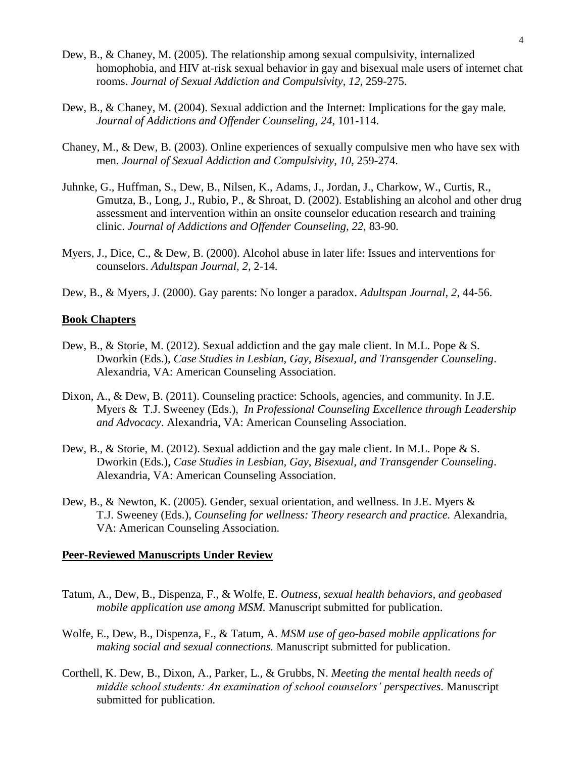Dew, B., & Chaney, M. (2005). The relationship among sexual compulsivity, internalized homophobia, and HIV at-risk sexual behavior in gay and bisexual male users of internet chat rooms. *Journal of Sexual Addiction and Compulsivity*, *12*, 259-275.

Dew, B., & Chaney, M. (2004). Sexual addiction and the Internet: Implications for the gay male. *Journal of Addictions and Offender Counseling*, *24*, 101-114.

Chaney, M., & Dew, B. (2003). Online experiences of sexually compulsive men who have sex with men. *Journal of Sexual Addiction and Compulsivity*, *10*, 259-274.

Juhnke, G., Huffman, S., Dew, B., Nilsen, K., Adams, J., Jordan, J., Charkow, W., Curtis, R., Gmutza, B., Long, J., Rubio, P., & Shroat, D. (2002). Establishing an alcohol and other drug assessment and intervention within an onsite counselor education research and training clinic. *Journal of Addictions and Offender Counseling, 22,* 83-90*.*

Myers, J., Dice, C., & Dew, B. (2000). Alcohol abuse in later life: Issues and interventions for counselors. *Adultspan Journal, 2*, 2-14.

Dew, B., & Myers, J. (2000). Gay parents: No longer a paradox. *Adultspan Journal*, *2*, 44-56.

## Book Chapters

Dew, B., & Storie, M. (2012). Sexual addiction and the gay male client. In M.L. Pope & S. Dworkin (Eds.), *Case Studies in Lesbian, Gay, Bisexual, and Transgender Counseling*. Alexandria, VA: American Counseling Association.

Dixon, A., & Dew, B. (2011). Counseling practice: Schools, agencies, and community. In J.E. Myers & T.J. Sweeney (Eds.), *In Professional Counseling Excellence through Leadership and Advocacy*. Alexandria, VA: American Counseling Association.

Dew, B., & Storie, M. (2012). Sexual addiction and the gay male client. In M.L. Pope & S. Dworkin (Eds.), *Case Studies in Lesbian, Gay, Bisexual, and Transgender Counseling*. Alexandria, VA: American Counseling Association.

Dew, B., & Newton, K. (2005). Gender, sexual orientation, and wellness. In J.E. Myers & T.J. Sweeney (Eds.), *Counseling for wellness: Theory research and practice.* Alexandria, VA: American Counseling Association.

## Peer-Reviewed Manuscripts Under Review

Tatum, A., Dew, B., Dispenza, F., & Wolfe, E. *Outness, sexual health behaviors, and geobased mobile application use among MSM.* Manuscript submitted for publication.

Wolfe, E., Dew, B., Dispenza, F., & Tatum, A. *MSM use of geo-based mobile applications for making social and sexual connections.* Manuscript submitted for publication.

Corthell, K. Dew, B., Dixon, A., Parker, L., & Grubbs, N. *Meeting the mental health needs of middle school students: An examination of school counselors' perspectives*. Manuscript submitted for publication.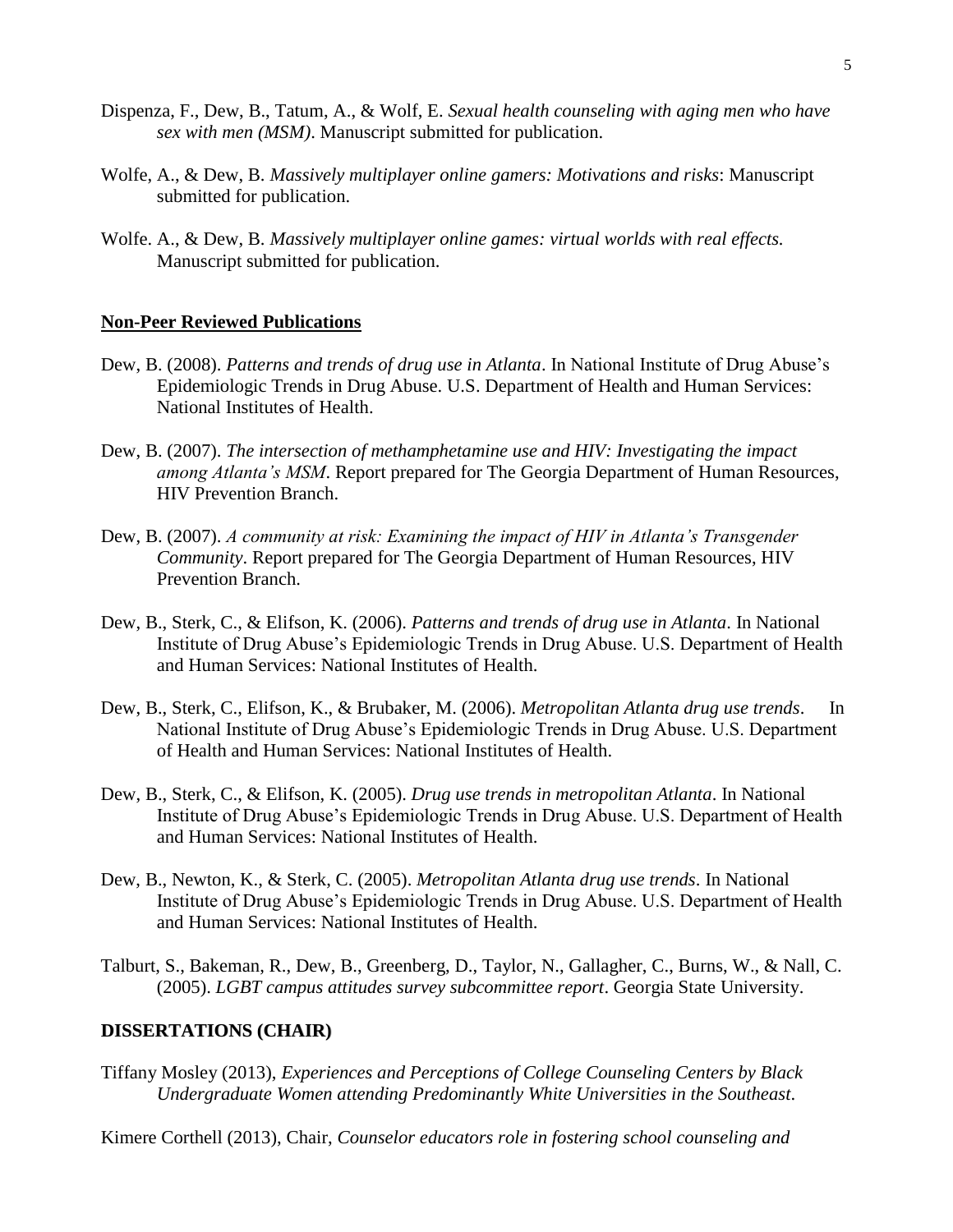Dispenza, F., Dew, B., Tatum, A., & Wolf, E. *Sexual health counseling with aging men who have sex with men (MSM)*. Manuscript submitted for publication.

Wolfe, A., & Dew, B. *Massively multiplayer online gamers: Motivations and risks*: Manuscript submitted for publication.

Wolfe. A., & Dew, B. *Massively multiplayer online games: virtual worlds with real effects.* Manuscript submitted for publication.

## **Non-Peer Reviewed Publications**

Dew, B. (2008). *Patterns and trends of drug use in Atlanta*. In National Institute of Drug Abuse's Epidemiologic Trends in Drug Abuse. U.S. Department of Health and Human Services: National Institutes of Health.

Dew, B. (2007). *The intersection of methamphetamine use and HIV: Investigating the impact among Atlanta's MSM*. Report prepared for The Georgia Department of Human Resources, HIV Prevention Branch.

Dew, B. (2007). *A community at risk: Examining the impact of HIV in Atlanta's Transgender Community*. Report prepared for The Georgia Department of Human Resources, HIV Prevention Branch.

Dew, B., Sterk, C., & Elifson, K. (2006). *Patterns and trends of drug use in Atlanta*. In National Institute of Drug Abuse's Epidemiologic Trends in Drug Abuse. U.S. Department of Health and Human Services: National Institutes of Health.

Dew, B., Sterk, C., Elifson, K., & Brubaker, M. (2006). *Metropolitan Atlanta drug use trends*. In National Institute of Drug Abuse's Epidemiologic Trends in Drug Abuse. U.S. Department of Health and Human Services: National Institutes of Health.

Dew, B., Sterk, C., & Elifson, K. (2005). *Drug use trends in metropolitan Atlanta*. In National Institute of Drug Abuse's Epidemiologic Trends in Drug Abuse. U.S. Department of Health and Human Services: National Institutes of Health.

Dew, B., Newton, K., & Sterk, C. (2005). *Metropolitan Atlanta drug use trends*. In National Institute of Drug Abuse's Epidemiologic Trends in Drug Abuse. U.S. Department of Health and Human Services: National Institutes of Health.

Talburt, S., Bakeman, R., Dew, B., Greenberg, D., Taylor, N., Gallagher, C., Burns, W., & Nall, C. (2005). *LGBT campus attitudes survey subcommittee report*. Georgia State University.

## **DISSERTATIONS (CHAIR)**

Tiffany Mosley (2013), *Experiences and Perceptions of College Counseling Centers by Black Undergraduate Women attending Predominantly White Universities in the Southeast*.

Kimere Corthell (2013), Chair, *Counselor educators role in fostering school counseling and*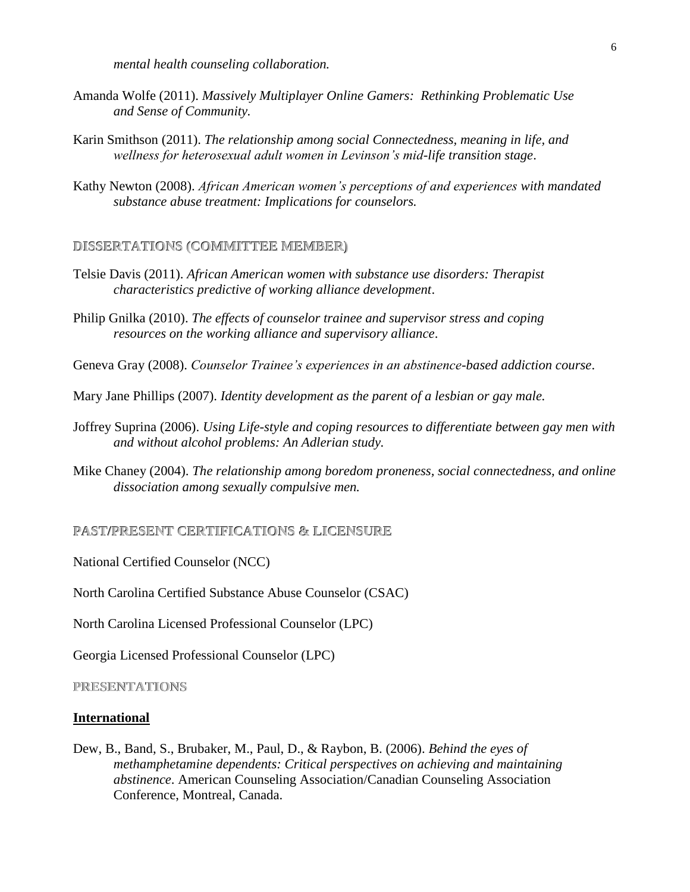*mental health counseling collaboration.*

Amanda Wolfe (2011). *Massively Multiplayer Online Gamers: Rethinking Problematic Use and Sense of Community.*

Karin Smithson (2011). *The relationship among social Connectedness, meaning in life, and wellness for heterosexual adult women in Levinson's mid-life transition stage*.

Kathy Newton (2008). *African American women's perceptions of and experiences with mandated substance abuse treatment: Implications for counselors.*

## DISSERTATIONS (COMMITTEE MEMBER)

Telsie Davis (2011). *African American women with substance use disorders: Therapist characteristics predictive of working alliance development*.

Philip Gnilka (2010). *The effects of counselor trainee and supervisor stress and coping resources on the working alliance and supervisory alliance*.

Geneva Gray (2008). *Counselor Trainee's experiences in an abstinence-based addiction course*.

Mary Jane Phillips (2007). *Identity development as the parent of a lesbian or gay male.*

Joffrey Suprina (2006). *Using Life-style and coping resources to differentiate between gay men with and without alcohol problems: An Adlerian study.*

Mike Chaney (2004). *The relationship among boredom proneness, social connectedness, and online dissociation among sexually compulsive men.*

## PAST/PRESENT CERTIFICATIONS & LICENSURE

National Certified Counselor (NCC)

North Carolina Certified Substance Abuse Counselor (CSAC)

North Carolina Licensed Professional Counselor (LPC)

Georgia Licensed Professional Counselor (LPC)

## PRESENTATIONS

**International**

Dew, B., Band, S., Brubaker, M., Paul, D., & Raybon, B. (2006). *Behind the eyes of methamphetamine dependents: Critical perspectives on achieving and maintaining abstinence*. American Counseling Association/Canadian Counseling Association Conference, Montreal, Canada.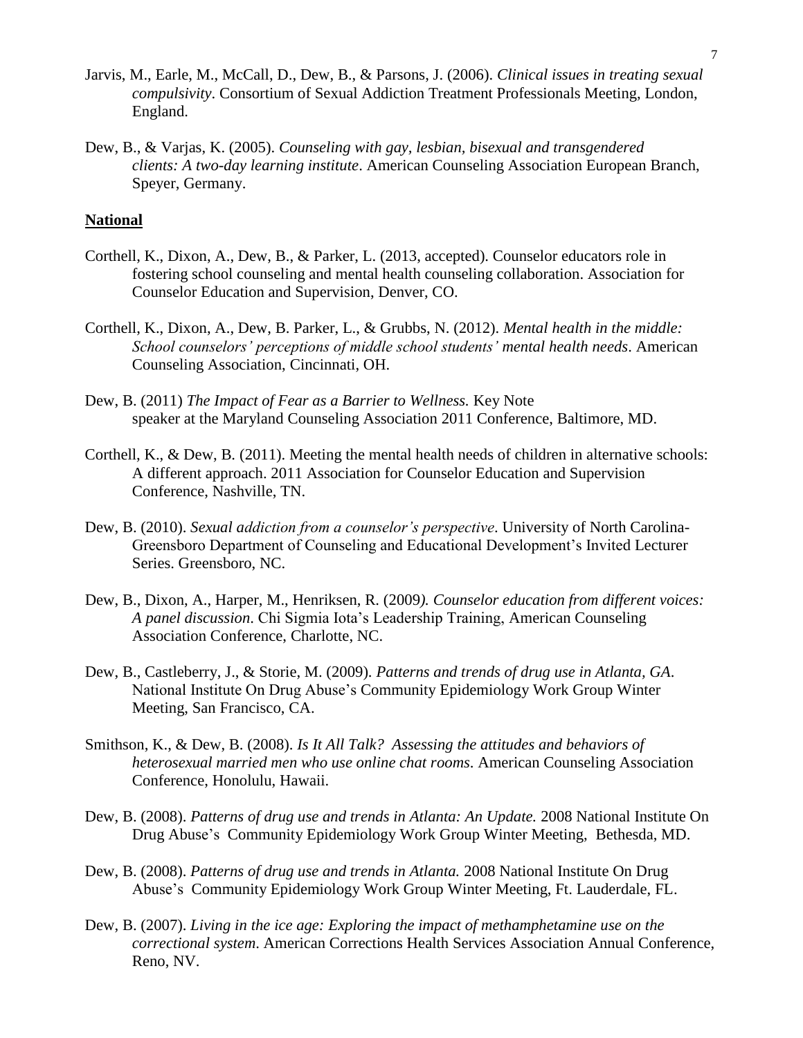Jarvis, M., Earle, M., McCall, D., Dew, B., & Parsons, J. (2006). *Clinical issues in treating sexual compulsivity*. Consortium of Sexual Addiction Treatment Professionals Meeting, London, England.

Dew, B., & Varjas, K. (2005). *Counseling with gay, lesbian, bisexual and transgendered clients: A two-day learning institute*. American Counseling Association European Branch, Speyer, Germany.

**National**

Corthell, K., Dixon, A., Dew, B., & Parker, L. (2013, accepted). Counselor educators role in fostering school counseling and mental health counseling collaboration. Association for Counselor Education and Supervision, Denver, CO.

Corthell, K., Dixon, A., Dew, B. Parker, L., & Grubbs, N. (2012). *Mental health in the middle: School counselors' perceptions of middle school students' mental health needs*. American Counseling Association, Cincinnati, OH.

Dew, B. (2011) *The Impact of Fear as a Barrier to Wellness.* Key Note speaker at the Maryland Counseling Association 2011 Conference, Baltimore, MD.

Corthell, K., & Dew, B. (2011). Meeting the mental health needs of children in alternative schools: A different approach. 2011 Association for Counselor Education and Supervision Conference, Nashville, TN.

Dew, B. (2010). *Sexual addiction from a counselor's perspective*. University of North Carolina-Greensboro Department of Counseling and Educational Development's Invited Lecturer Series. Greensboro, NC.

Dew, B., Dixon, A., Harper, M., Henriksen, R. (2009*). Counselor education from different voices: A panel discussion*. Chi Sigmia Iota's Leadership Training, American Counseling Association Conference, Charlotte, NC.

Dew, B., Castleberry, J., & Storie, M. (2009). *Patterns and trends of drug use in Atlanta, GA*. National Institute On Drug Abuse's Community Epidemiology Work Group Winter Meeting, San Francisco, CA.

Smithson, K., & Dew, B. (2008). *Is It All Talk? Assessing the attitudes and behaviors of heterosexual married men who use online chat rooms*. American Counseling Association Conference, Honolulu, Hawaii.

Dew, B. (2008). *Patterns of drug use and trends in Atlanta: An Update.* 2008 National Institute On Drug Abuse's Community Epidemiology Work Group Winter Meeting, Bethesda, MD.

Dew, B. (2008). *Patterns of drug use and trends in Atlanta.* 2008 National Institute On Drug Abuse's Community Epidemiology Work Group Winter Meeting, Ft. Lauderdale, FL.

Dew, B. (2007). *Living in the ice age: Exploring the impact of methamphetamine use on the correctional system*. American Corrections Health Services Association Annual Conference, Reno, NV.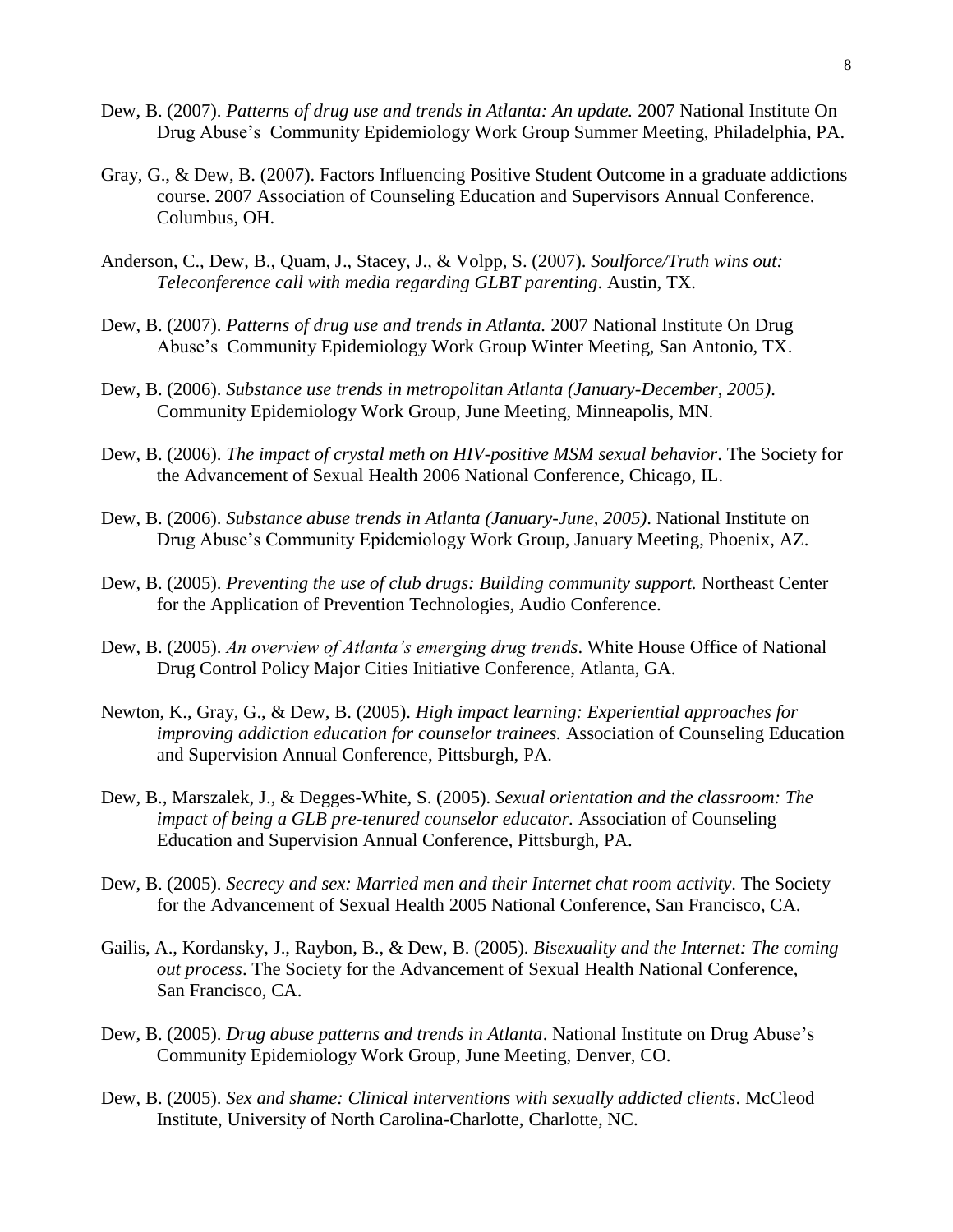Dew, B. (2007). *Patterns of drug use and trends in Atlanta: An update.* 2007 National Institute On Drug Abuse's Community Epidemiology Work Group Summer Meeting, Philadelphia, PA.

Gray, G., & Dew, B. (2007). Factors Influencing Positive Student Outcome in a graduate addictions course. 2007 Association of Counseling Education and Supervisors Annual Conference. Columbus, OH.

Anderson, C., Dew, B., Quam, J., Stacey, J., & Volpp, S. (2007). *Soulforce/Truth wins out: Teleconference call with media regarding GLBT parenting*. Austin, TX.

Dew, B. (2007). *Patterns of drug use and trends in Atlanta.* 2007 National Institute On Drug Abuse's Community Epidemiology Work Group Winter Meeting, San Antonio, TX.

Dew, B. (2006). *Substance use trends in metropolitan Atlanta (January-December, 2005)*. Community Epidemiology Work Group, June Meeting, Minneapolis, MN.

Dew, B. (2006). *The impact of crystal meth on HIV-positive MSM sexual behavior*. The Society for the Advancement of Sexual Health 2006 National Conference, Chicago, IL.

Dew, B. (2006). *Substance abuse trends in Atlanta (January-June, 2005)*. National Institute on Drug Abuse's Community Epidemiology Work Group, January Meeting, Phoenix, AZ.

Dew, B. (2005). *Preventing the use of club drugs: Building community support.* Northeast Center for the Application of Prevention Technologies, Audio Conference.

Dew, B. (2005). *An overview of Atlanta's emerging drug trends*. White House Office of National Drug Control Policy Major Cities Initiative Conference, Atlanta, GA.

Newton, K., Gray, G., & Dew, B. (2005). *High impact learning: Experiential approaches for improving addiction education for counselor trainees.* Association of Counseling Education and Supervision Annual Conference, Pittsburgh, PA.

Dew, B., Marszalek, J., & Degges-White, S. (2005). *Sexual orientation and the classroom: The impact of being a GLB pre-tenured counselor educator.* Association of Counseling Education and Supervision Annual Conference, Pittsburgh, PA.

Dew, B. (2005). *Secrecy and sex: Married men and their Internet chat room activity*. The Society for the Advancement of Sexual Health 2005 National Conference, San Francisco, CA.

Gailis, A., Kordansky, J., Raybon, B., & Dew, B. (2005). *Bisexuality and the Internet: The coming out process*. The Society for the Advancement of Sexual Health National Conference, San Francisco, CA.

Dew, B. (2005). *Drug abuse patterns and trends in Atlanta*. National Institute on Drug Abuse's Community Epidemiology Work Group, June Meeting, Denver, CO.

Dew, B. (2005). *Sex and shame: Clinical interventions with sexually addicted clients*. McCleod Institute, University of North Carolina-Charlotte, Charlotte, NC.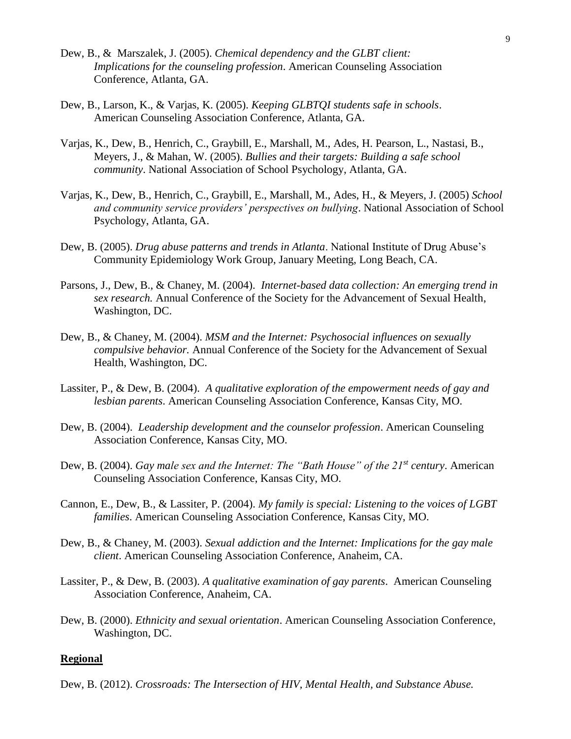Dew, B., & Marszalek, J. (2005). *Chemical dependency and the GLBT client: Implications for the counseling profession*. American Counseling Association Conference, Atlanta, GA.

Dew, B., Larson, K., & Varjas, K. (2005). *Keeping GLBTQI students safe in schools*. American Counseling Association Conference, Atlanta, GA.

Varjas, K., Dew, B., Henrich, C., Graybill, E., Marshall, M., Ades, H. Pearson, L., Nastasi, B., Meyers, J., & Mahan, W. (2005). *Bullies and their targets: Building a safe school community*. National Association of School Psychology, Atlanta, GA.

Varjas, K., Dew, B., Henrich, C., Graybill, E., Marshall, M., Ades, H., & Meyers, J. (2005) *School and community service providers' perspectives on bullying*. National Association of School Psychology, Atlanta, GA.

Dew, B. (2005). *Drug abuse patterns and trends in Atlanta*. National Institute of Drug Abuse's Community Epidemiology Work Group, January Meeting, Long Beach, CA.

Parsons, J., Dew, B., & Chaney, M. (2004). *Internet-based data collection: An emerging trend in sex research.* Annual Conference of the Society for the Advancement of Sexual Health, Washington, DC.

Dew, B., & Chaney, M. (2004). *MSM and the Internet: Psychosocial influences on sexually compulsive behavior.* Annual Conference of the Society for the Advancement of Sexual Health, Washington, DC.

Lassiter, P., & Dew, B. (2004). *A qualitative exploration of the empowerment needs of gay and lesbian parents*. American Counseling Association Conference, Kansas City, MO.

Dew, B. (2004). *Leadership development and the counselor profession*. American Counseling Association Conference, Kansas City, MO.

Dew, B. (2004). *Gay male sex and the Internet: The "Bath House" of the 21st century*. American Counseling Association Conference, Kansas City, MO.

Cannon, E., Dew, B., & Lassiter, P. (2004). *My family is special: Listening to the voices of LGBT families*. American Counseling Association Conference, Kansas City, MO.

Dew, B., & Chaney, M. (2003). *Sexual addiction and the Internet: Implications for the gay male client*. American Counseling Association Conference, Anaheim, CA.

Lassiter, P., & Dew, B. (2003). *A qualitative examination of gay parents*. American Counseling Association Conference, Anaheim, CA.

Dew, B. (2000). *Ethnicity and sexual orientation*. American Counseling Association Conference, Washington, DC.

**Regional**

Dew, B. (2012). *Crossroads: The Intersection of HIV, Mental Health, and Substance Abuse.*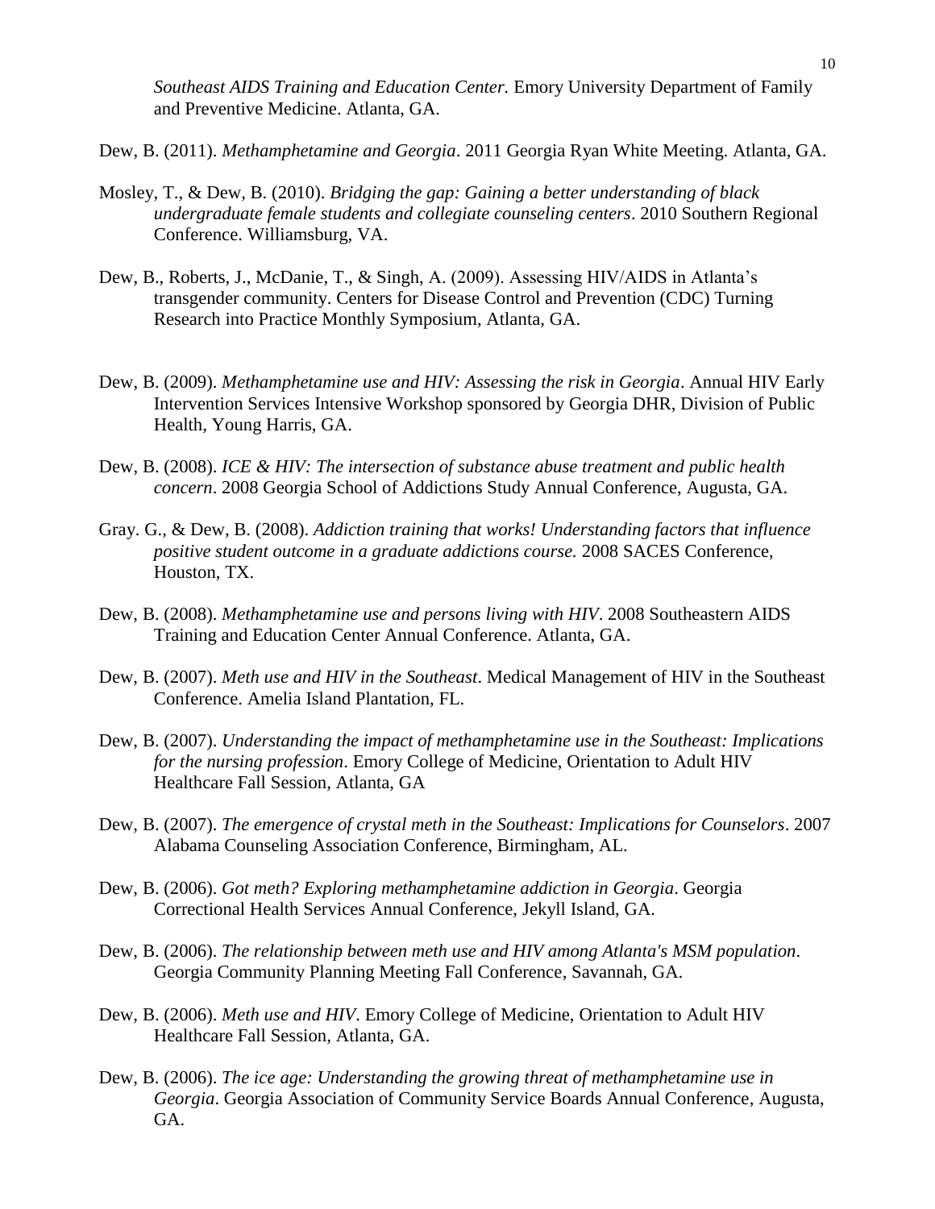*Southeast AIDS Training and Education Center.* Emory University Department of Family and Preventive Medicine. Atlanta, GA.

Dew, B. (2011). *Methamphetamine and Georgia*. 2011 Georgia Ryan White Meeting. Atlanta, GA.

Mosley, T., & Dew, B. (2010). *Bridging the gap: Gaining a better understanding of black undergraduate female students and collegiate counseling centers*. 2010 Southern Regional Conference. Williamsburg, VA.

Dew, B., Roberts, J., McDanie, T., & Singh, A. (2009). Assessing HIV/AIDS in Atlanta's transgender community. Centers for Disease Control and Prevention (CDC) Turning Research into Practice Monthly Symposium, Atlanta, GA.

Dew, B. (2009). *Methamphetamine use and HIV: Assessing the risk in Georgia*. Annual HIV Early Intervention Services Intensive Workshop sponsored by Georgia DHR, Division of Public Health, Young Harris, GA.

Dew, B. (2008). *ICE & HIV: The intersection of substance abuse treatment and public health concern*. 2008 Georgia School of Addictions Study Annual Conference, Augusta, GA.

Gray. G., & Dew, B. (2008). *Addiction training that works! Understanding factors that influence positive student outcome in a graduate addictions course.* 2008 SACES Conference, Houston, TX.

Dew, B. (2008). *Methamphetamine use and persons living with HIV*. 2008 Southeastern AIDS Training and Education Center Annual Conference. Atlanta, GA.

Dew, B. (2007). *Meth use and HIV in the Southeast*. Medical Management of HIV in the Southeast Conference. Amelia Island Plantation, FL.

Dew, B. (2007). *Understanding the impact of methamphetamine use in the Southeast: Implications for the nursing profession*. Emory College of Medicine, Orientation to Adult HIV Healthcare Fall Session, Atlanta, GA

Dew, B. (2007). *The emergence of crystal meth in the Southeast: Implications for Counselors*. 2007 Alabama Counseling Association Conference, Birmingham, AL.

Dew, B. (2006). *Got meth? Exploring methamphetamine addiction in Georgia*. Georgia Correctional Health Services Annual Conference, Jekyll Island, GA.

Dew, B. (2006). *The relationship between meth use and HIV among Atlanta's MSM population*. Georgia Community Planning Meeting Fall Conference, Savannah, GA.

Dew, B. (2006). *Meth use and HIV*. Emory College of Medicine, Orientation to Adult HIV Healthcare Fall Session, Atlanta, GA.

Dew, B. (2006). *The ice age: Understanding the growing threat of methamphetamine use in Georgia*. Georgia Association of Community Service Boards Annual Conference, Augusta, GA.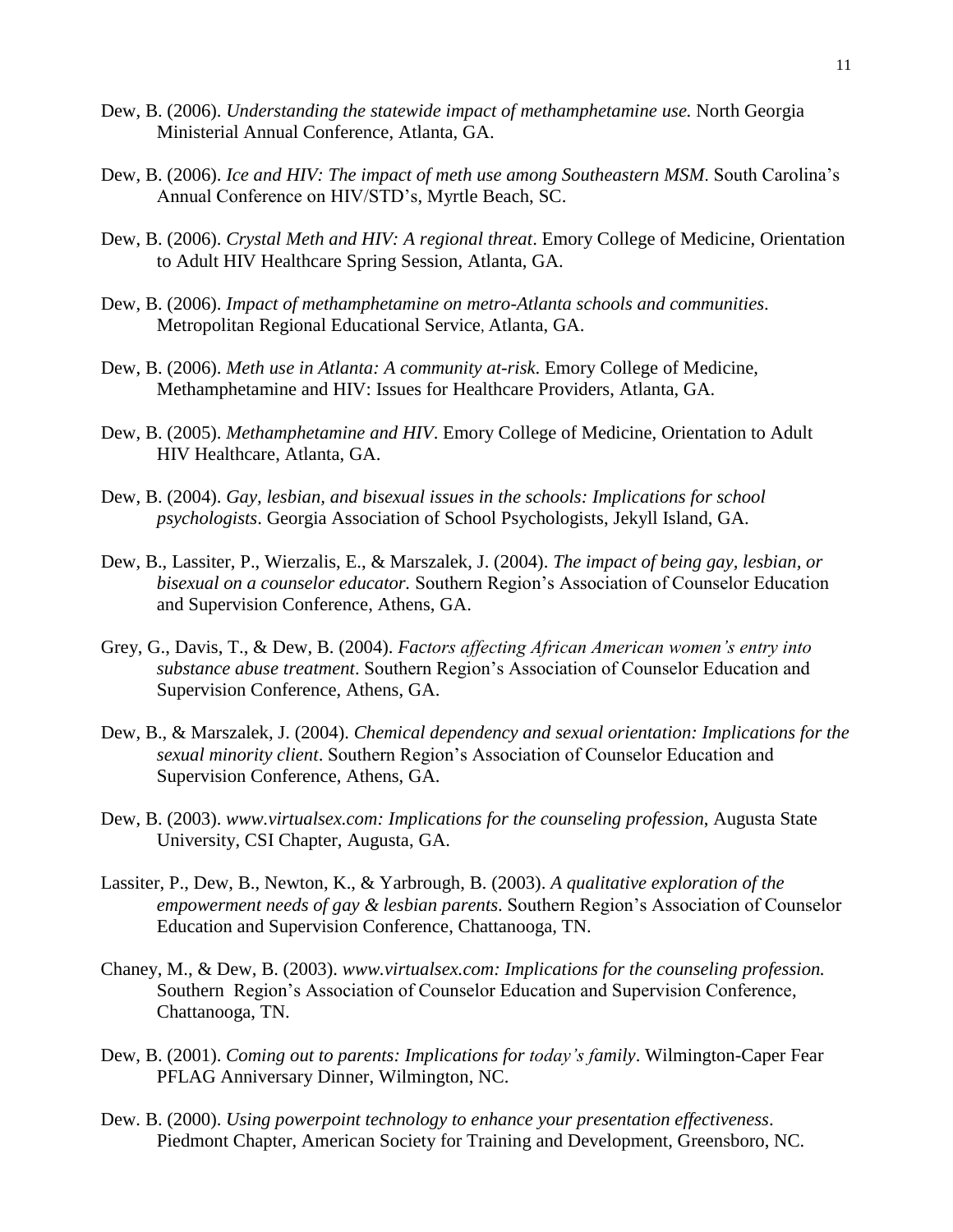Dew, B. (2006). *Understanding the statewide impact of methamphetamine use.* North Georgia Ministerial Annual Conference, Atlanta, GA.

Dew, B. (2006). *Ice and HIV: The impact of meth use among Southeastern MSM*. South Carolina's Annual Conference on HIV/STD's, Myrtle Beach, SC.

Dew, B. (2006). *Crystal Meth and HIV: A regional threat*. Emory College of Medicine, Orientation to Adult HIV Healthcare Spring Session, Atlanta, GA.

Dew, B. (2006). *Impact of methamphetamine on metro-Atlanta schools and communities*. Metropolitan Regional Educational Service, Atlanta, GA.

Dew, B. (2006). *Meth use in Atlanta: A community at-risk*. Emory College of Medicine, Methamphetamine and HIV: Issues for Healthcare Providers, Atlanta, GA.

Dew, B. (2005). *Methamphetamine and HIV*. Emory College of Medicine, Orientation to Adult HIV Healthcare, Atlanta, GA.

Dew, B. (2004). *Gay, lesbian, and bisexual issues in the schools: Implications for school psychologists*. Georgia Association of School Psychologists, Jekyll Island, GA.

Dew, B., Lassiter, P., Wierzalis, E., & Marszalek, J. (2004). *The impact of being gay, lesbian, or bisexual on a counselor educator.* Southern Region's Association of Counselor Education and Supervision Conference, Athens, GA.

Grey, G., Davis, T., & Dew, B. (2004). *Factors affecting African American women's entry into substance abuse treatment*. Southern Region's Association of Counselor Education and Supervision Conference, Athens, GA.

Dew, B., & Marszalek, J. (2004). *Chemical dependency and sexual orientation: Implications for the sexual minority client*. Southern Region's Association of Counselor Education and Supervision Conference, Athens, GA.

Dew, B. (2003). *www.virtualsex.com: Implications for the counseling profession*, Augusta State University, CSI Chapter, Augusta, GA.

Lassiter, P., Dew, B., Newton, K., & Yarbrough, B. (2003). *A qualitative exploration of the empowerment needs of gay & lesbian parents*. Southern Region's Association of Counselor Education and Supervision Conference, Chattanooga, TN.

Chaney, M., & Dew, B. (2003). *www.virtualsex.com: Implications for the counseling profession.* Southern Region's Association of Counselor Education and Supervision Conference, Chattanooga, TN.

Dew, B. (2001). *Coming out to parents: Implications for today's family*. Wilmington-Caper Fear PFLAG Anniversary Dinner, Wilmington, NC.

Dew. B. (2000). *Using powerpoint technology to enhance your presentation effectiveness*. Piedmont Chapter, American Society for Training and Development, Greensboro, NC.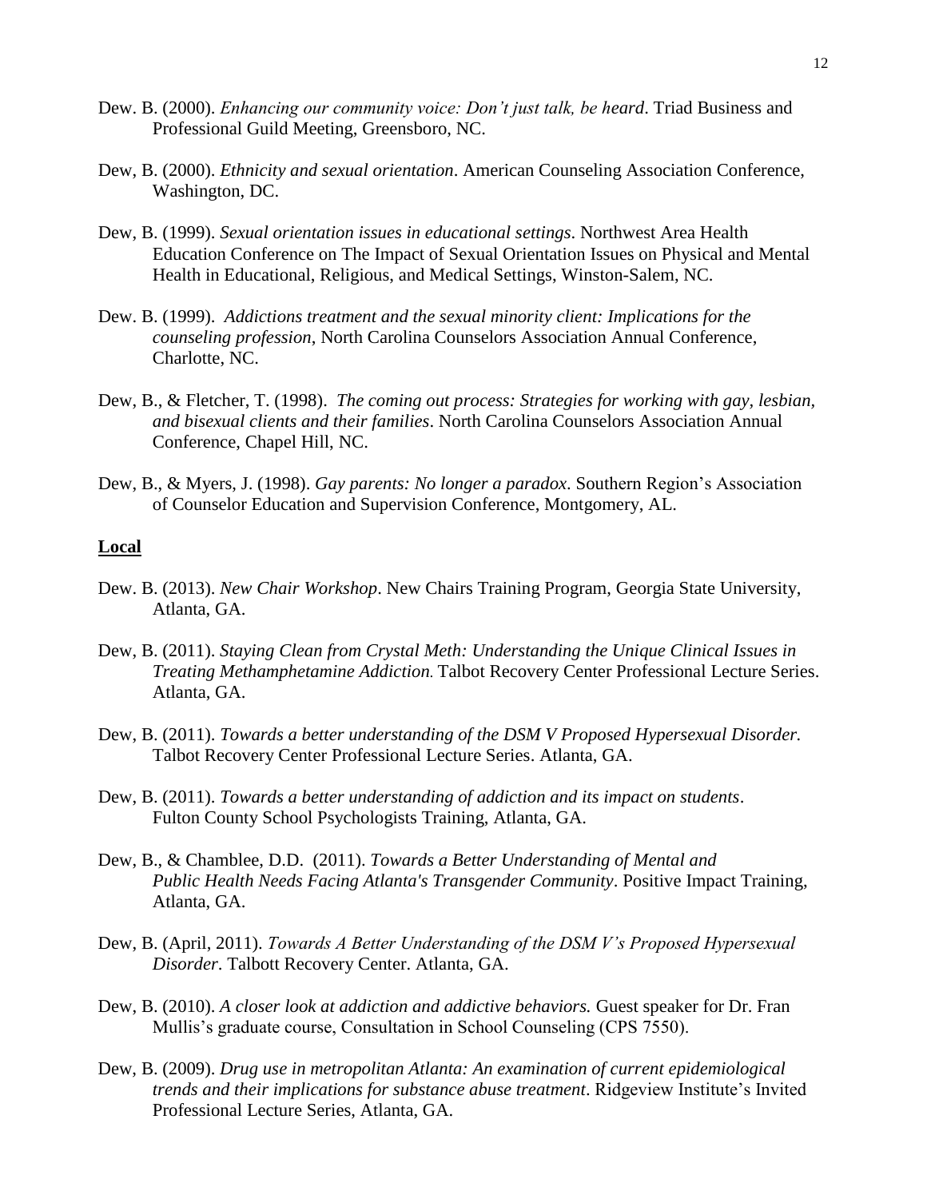Dew. B. (2000). *Enhancing our community voice: Don't just talk, be heard*. Triad Business and Professional Guild Meeting, Greensboro, NC.

Dew, B. (2000). *Ethnicity and sexual orientation*. American Counseling Association Conference, Washington, DC.

Dew, B. (1999). *Sexual orientation issues in educational settings*. Northwest Area Health Education Conference on The Impact of Sexual Orientation Issues on Physical and Mental Health in Educational, Religious, and Medical Settings, Winston-Salem, NC.

Dew. B. (1999). *Addictions treatment and the sexual minority client: Implications for the counseling profession*, North Carolina Counselors Association Annual Conference, Charlotte, NC.

Dew, B., & Fletcher, T. (1998). *The coming out process: Strategies for working with gay, lesbian, and bisexual clients and their families*. North Carolina Counselors Association Annual Conference, Chapel Hill, NC.

Dew, B., & Myers, J. (1998). *Gay parents: No longer a paradox*. Southern Region's Association of Counselor Education and Supervision Conference, Montgomery, AL.

**Local**

Dew. B. (2013). *New Chair Workshop*. New Chairs Training Program, Georgia State University, Atlanta, GA.

Dew, B. (2011). *Staying Clean from Crystal Meth: Understanding the Unique Clinical Issues in Treating Methamphetamine Addiction*. Talbot Recovery Center Professional Lecture Series. Atlanta, GA.

Dew, B. (2011). *Towards a better understanding of the DSM V Proposed Hypersexual Disorder.* Talbot Recovery Center Professional Lecture Series. Atlanta, GA.

Dew, B. (2011). *Towards a better understanding of addiction and its impact on students*. Fulton County School Psychologists Training, Atlanta, GA.

Dew, B., & Chamblee, D.D. (2011). *Towards a Better Understanding of Mental and Public Health Needs Facing Atlanta's Transgender Community*. Positive Impact Training, Atlanta, GA.

Dew, B. (April, 2011). *Towards A Better Understanding of the DSM V's Proposed Hypersexual Disorder*. Talbott Recovery Center. Atlanta, GA.

Dew, B. (2010). *A closer look at addiction and addictive behaviors.* Guest speaker for Dr. Fran Mullis's graduate course, Consultation in School Counseling (CPS 7550).

Dew, B. (2009). *Drug use in metropolitan Atlanta: An examination of current epidemiological trends and their implications for substance abuse treatment*. Ridgeview Institute's Invited Professional Lecture Series, Atlanta, GA.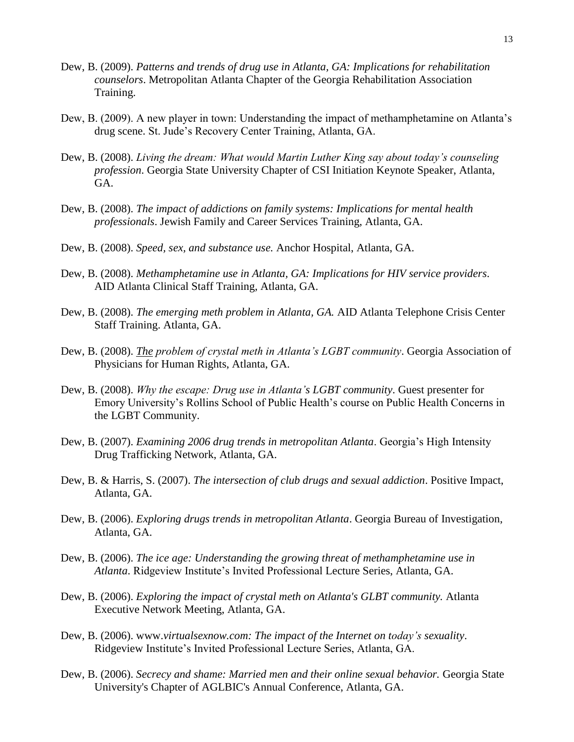Dew, B. (2009). *Patterns and trends of drug use in Atlanta, GA: Implications for rehabilitation counselors*. Metropolitan Atlanta Chapter of the Georgia Rehabilitation Association Training.

Dew, B. (2009). A new player in town: Understanding the impact of methamphetamine on Atlanta's drug scene. St. Jude's Recovery Center Training, Atlanta, GA.

Dew, B. (2008). *Living the dream: What would Martin Luther King say about today's counseling profession*. Georgia State University Chapter of CSI Initiation Keynote Speaker, Atlanta, GA.

Dew, B. (2008). *The impact of addictions on family systems: Implications for mental health professionals*. Jewish Family and Career Services Training, Atlanta, GA.

Dew, B. (2008). *Speed, sex, and substance use.* Anchor Hospital, Atlanta, GA.

Dew, B. (2008). *Methamphetamine use in Atlanta, GA: Implications for HIV service providers*. AID Atlanta Clinical Staff Training, Atlanta, GA.

Dew, B. (2008). *The emerging meth problem in Atlanta, GA.* AID Atlanta Telephone Crisis Center Staff Training. Atlanta, GA.

Dew, B. (2008). *The problem of crystal meth in Atlanta's LGBT community*. Georgia Association of Physicians for Human Rights, Atlanta, GA.

Dew, B. (2008). *Why the escape: Drug use in Atlanta's LGBT community*. Guest presenter for Emory University's Rollins School of Public Health's course on Public Health Concerns in the LGBT Community.

Dew, B. (2007). *Examining 2006 drug trends in metropolitan Atlanta*. Georgia's High Intensity Drug Trafficking Network, Atlanta, GA.

Dew, B. & Harris, S. (2007). *The intersection of club drugs and sexual addiction*. Positive Impact, Atlanta, GA.

Dew, B. (2006). *Exploring drugs trends in metropolitan Atlanta*. Georgia Bureau of Investigation, Atlanta, GA.

Dew, B. (2006). *The ice age: Understanding the growing threat of methamphetamine use in Atlanta*. Ridgeview Institute's Invited Professional Lecture Series, Atlanta, GA.

Dew, B. (2006). *Exploring the impact of crystal meth on Atlanta's GLBT community.* Atlanta Executive Network Meeting, Atlanta, GA.

Dew, B. (2006). www.*virtualsexnow.com: The impact of the Internet on today's sexuality*. Ridgeview Institute's Invited Professional Lecture Series, Atlanta, GA.

Dew, B. (2006). *Secrecy and shame: Married men and their online sexual behavior.* Georgia State University's Chapter of AGLBIC's Annual Conference, Atlanta, GA.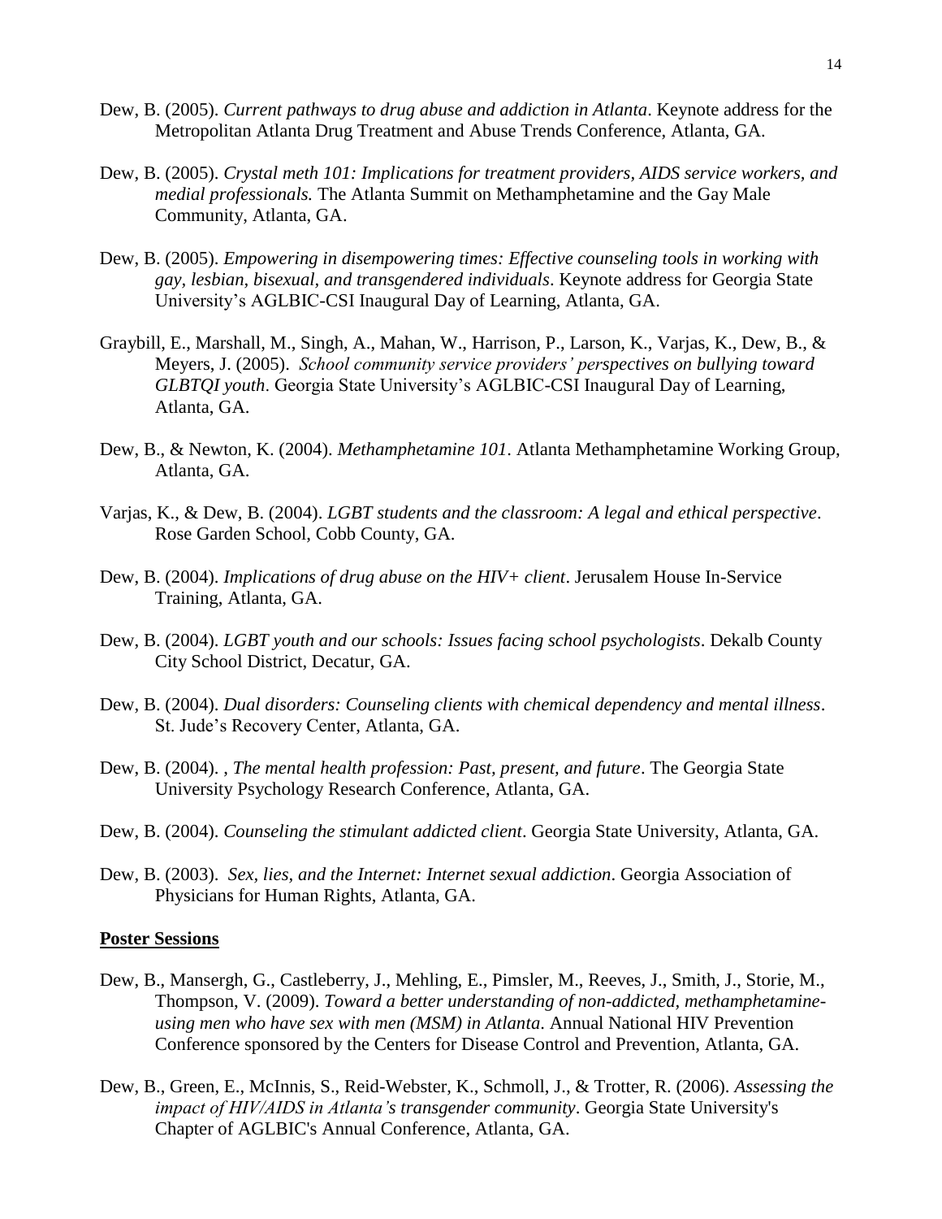Dew, B. (2005). *Current pathways to drug abuse and addiction in Atlanta*. Keynote address for the Metropolitan Atlanta Drug Treatment and Abuse Trends Conference, Atlanta, GA.

Dew, B. (2005). *Crystal meth 101: Implications for treatment providers, AIDS service workers, and medial professionals.* The Atlanta Summit on Methamphetamine and the Gay Male Community, Atlanta, GA.

Dew, B. (2005). *Empowering in disempowering times: Effective counseling tools in working with gay, lesbian, bisexual, and transgendered individuals*. Keynote address for Georgia State University's AGLBIC-CSI Inaugural Day of Learning, Atlanta, GA.

Graybill, E., Marshall, M., Singh, A., Mahan, W., Harrison, P., Larson, K., Varjas, K., Dew, B., & Meyers, J. (2005). *School community service providers' perspectives on bullying toward GLBTQI youth*. Georgia State University's AGLBIC-CSI Inaugural Day of Learning, Atlanta, GA.

Dew, B., & Newton, K. (2004). *Methamphetamine 101*. Atlanta Methamphetamine Working Group, Atlanta, GA.

Varjas, K., & Dew, B. (2004). *LGBT students and the classroom: A legal and ethical perspective*. Rose Garden School, Cobb County, GA.

Dew, B. (2004). *Implications of drug abuse on the HIV+ client*. Jerusalem House In-Service Training, Atlanta, GA.

Dew, B. (2004). *LGBT youth and our schools: Issues facing school psychologists*. Dekalb County City School District, Decatur, GA.

Dew, B. (2004). *Dual disorders: Counseling clients with chemical dependency and mental illness*. St. Jude's Recovery Center, Atlanta, GA.

Dew, B. (2004). , *The mental health profession: Past, present, and future*. The Georgia State University Psychology Research Conference, Atlanta, GA.

Dew, B. (2004). *Counseling the stimulant addicted client*. Georgia State University, Atlanta, GA.

Dew, B. (2003). *Sex, lies, and the Internet: Internet sexual addiction*. Georgia Association of Physicians for Human Rights, Atlanta, GA.

**Poster Sessions**

Dew, B., Mansergh, G., Castleberry, J., Mehling, E., Pimsler, M., Reeves, J., Smith, J., Storie, M., Thompson, V. (2009). *Toward a better understanding of non-addicted, methamphetamine-using men who have sex with men (MSM) in Atlanta*. Annual National HIV Prevention Conference sponsored by the Centers for Disease Control and Prevention, Atlanta, GA.

Dew, B., Green, E., McInnis, S., Reid-Webster, K., Schmoll, J., & Trotter, R. (2006). *Assessing the impact of HIV/AIDS in Atlanta's transgender community*. Georgia State University's Chapter of AGLBIC's Annual Conference, Atlanta, GA.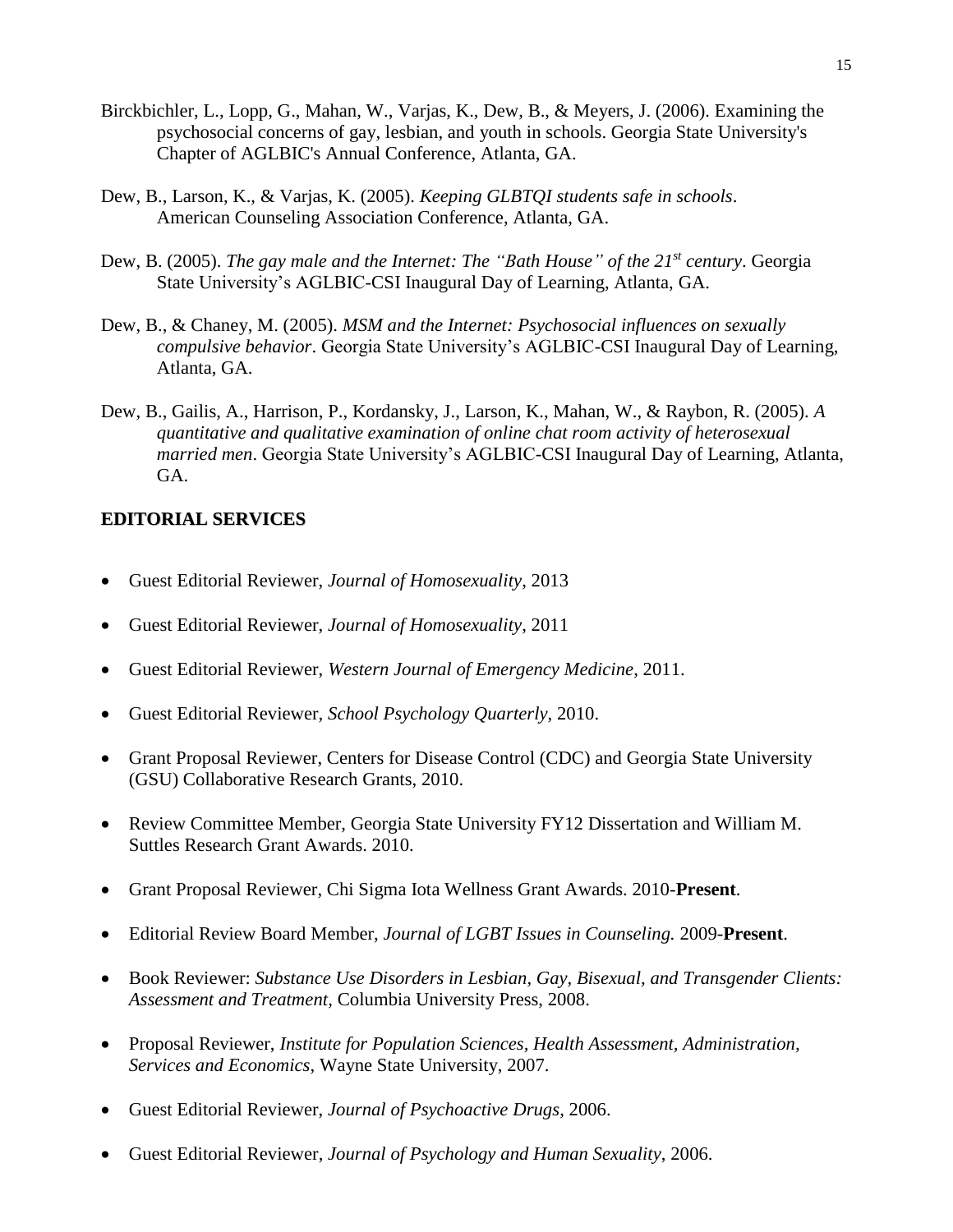Birckbichler, L., Lopp, G., Mahan, W., Varjas, K., Dew, B., & Meyers, J. (2006). Examining the psychosocial concerns of gay, lesbian, and youth in schools. Georgia State University's Chapter of AGLBIC's Annual Conference, Atlanta, GA.

Dew, B., Larson, K., & Varjas, K. (2005). *Keeping GLBTQI students safe in schools*. American Counseling Association Conference, Atlanta, GA.

Dew, B. (2005). *The gay male and the Internet: The "Bath House" of the 21st century*. Georgia State University's AGLBIC-CSI Inaugural Day of Learning, Atlanta, GA.

Dew, B., & Chaney, M. (2005). *MSM and the Internet: Psychosocial influences on sexually compulsive behavior*. Georgia State University's AGLBIC-CSI Inaugural Day of Learning, Atlanta, GA.

Dew, B., Gailis, A., Harrison, P., Kordansky, J., Larson, K., Mahan, W., & Raybon, R. (2005). *A quantitative and qualitative examination of online chat room activity of heterosexual married men*. Georgia State University's AGLBIC-CSI Inaugural Day of Learning, Atlanta, GA.

## EDITORIAL SERVICES

- Guest Editorial Reviewer, *Journal of Homosexuality*, 2013
- Guest Editorial Reviewer, *Journal of Homosexuality*, 2011
- Guest Editorial Reviewer, *Western Journal of Emergency Medicine*, 2011.
- Guest Editorial Reviewer, *School Psychology Quarterly*, 2010.
- Grant Proposal Reviewer, Centers for Disease Control (CDC) and Georgia State University (GSU) Collaborative Research Grants, 2010.
- Review Committee Member, Georgia State University FY12 Dissertation and William M. Suttles Research Grant Awards. 2010.
- Grant Proposal Reviewer, Chi Sigma Iota Wellness Grant Awards. 2010-**Present**.
- Editorial Review Board Member, *Journal of LGBT Issues in Counseling.* 2009-**Present**.
- Book Reviewer: *Substance Use Disorders in Lesbian, Gay, Bisexual, and Transgender Clients: Assessment and Treatment*, Columbia University Press, 2008.
- Proposal Reviewer, *Institute for Population Sciences, Health Assessment, Administration, Services and Economics*, Wayne State University, 2007.
- Guest Editorial Reviewer, *Journal of Psychoactive Drugs*, 2006.
- Guest Editorial Reviewer, *Journal of Psychology and Human Sexuality*, 2006.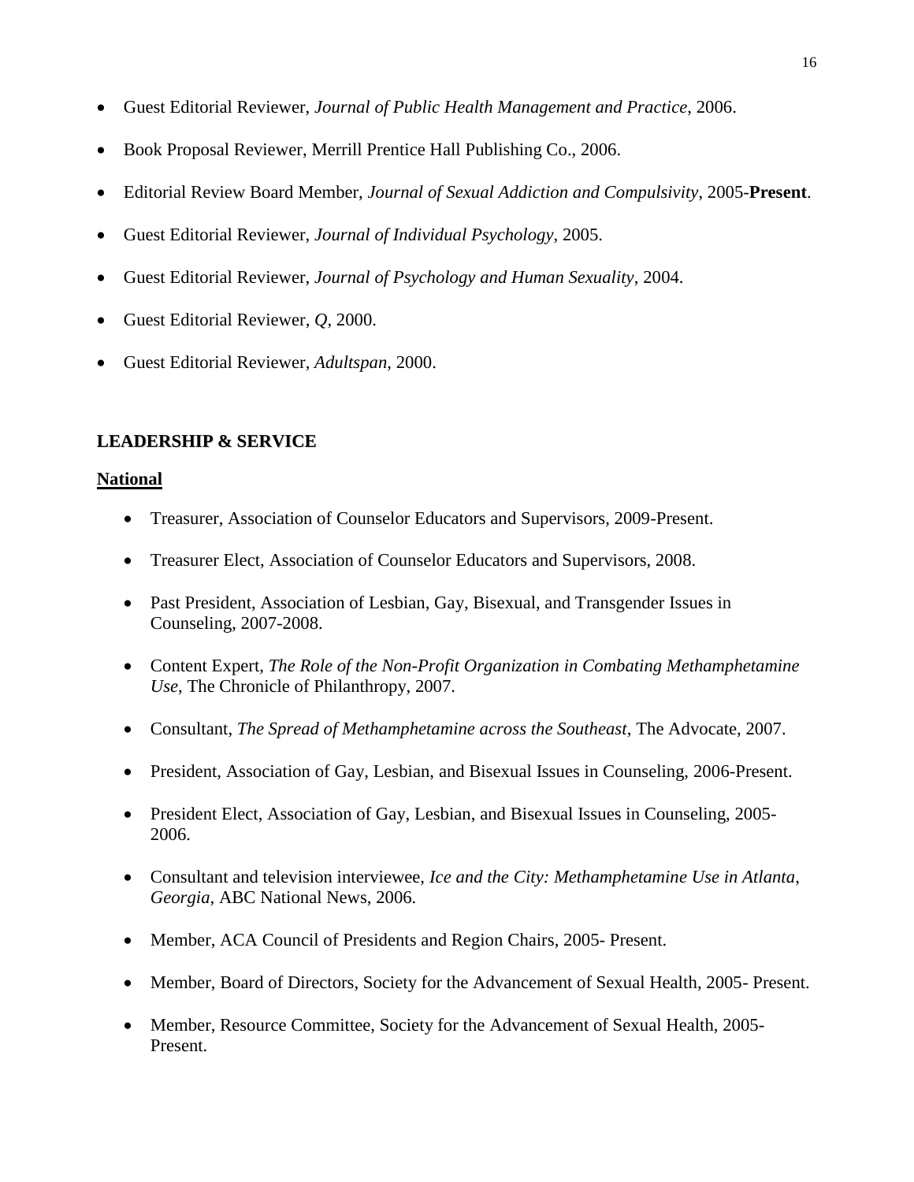- Guest Editorial Reviewer, *Journal of Public Health Management and Practice*, 2006.
- Book Proposal Reviewer, Merrill Prentice Hall Publishing Co., 2006.
- Editorial Review Board Member, *Journal of Sexual Addiction and Compulsivity*, 2005-**Present**.
- Guest Editorial Reviewer, *Journal of Individual Psychology*, 2005.
- Guest Editorial Reviewer, *Journal of Psychology and Human Sexuality*, 2004.
- Guest Editorial Reviewer, *Q*, 2000.
- Guest Editorial Reviewer, *Adultspan*, 2000.

## LEADERSHIP & SERVICE

### National

- Treasurer, Association of Counselor Educators and Supervisors, 2009-Present.
- Treasurer Elect, Association of Counselor Educators and Supervisors, 2008.
- Past President, Association of Lesbian, Gay, Bisexual, and Transgender Issues in Counseling, 2007-2008.
- Content Expert, *The Role of the Non-Profit Organization in Combating Methamphetamine Use*, The Chronicle of Philanthropy, 2007.
- Consultant, *The Spread of Methamphetamine across the Southeast*, The Advocate, 2007.
- President, Association of Gay, Lesbian, and Bisexual Issues in Counseling, 2006-Present.
- President Elect, Association of Gay, Lesbian, and Bisexual Issues in Counseling, 2005-2006.
- Consultant and television interviewee, *Ice and the City: Methamphetamine Use in Atlanta, Georgia*, ABC National News, 2006.
- Member, ACA Council of Presidents and Region Chairs, 2005- Present.
- Member, Board of Directors, Society for the Advancement of Sexual Health, 2005- Present.
- Member, Resource Committee, Society for the Advancement of Sexual Health, 2005-Present.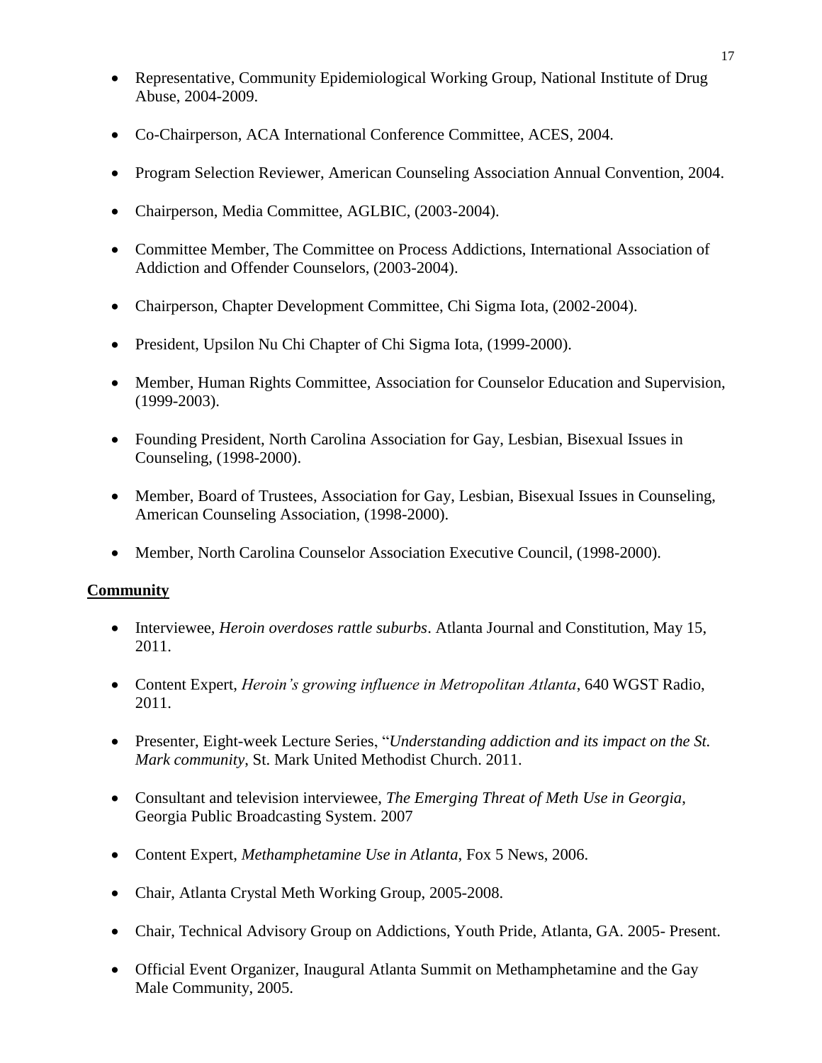- Representative, Community Epidemiological Working Group, National Institute of Drug Abuse, 2004-2009.
- Co-Chairperson, ACA International Conference Committee, ACES, 2004.
- Program Selection Reviewer, American Counseling Association Annual Convention, 2004.
- Chairperson, Media Committee, AGLBIC, (2003-2004).
- Committee Member, The Committee on Process Addictions, International Association of Addiction and Offender Counselors, (2003-2004).
- Chairperson, Chapter Development Committee, Chi Sigma Iota, (2002-2004).
- President, Upsilon Nu Chi Chapter of Chi Sigma Iota, (1999-2000).
- Member, Human Rights Committee, Association for Counselor Education and Supervision, (1999-2003).
- Founding President, North Carolina Association for Gay, Lesbian, Bisexual Issues in Counseling, (1998-2000).
- Member, Board of Trustees, Association for Gay, Lesbian, Bisexual Issues in Counseling, American Counseling Association, (1998-2000).
- Member, North Carolina Counselor Association Executive Council, (1998-2000).

**Community**

- Interviewee, *Heroin overdoses rattle suburbs*. Atlanta Journal and Constitution, May 15, 2011.
- Content Expert, *Heroin's growing influence in Metropolitan Atlanta*, 640 WGST Radio, 2011.
- Presenter, Eight-week Lecture Series, "*Understanding addiction and its impact on the St. Mark community*, St. Mark United Methodist Church. 2011.
- Consultant and television interviewee, *The Emerging Threat of Meth Use in Georgia*, Georgia Public Broadcasting System. 2007
- Content Expert, *Methamphetamine Use in Atlanta*, Fox 5 News, 2006.
- Chair, Atlanta Crystal Meth Working Group, 2005-2008.
- Chair, Technical Advisory Group on Addictions, Youth Pride, Atlanta, GA. 2005- Present.
- Official Event Organizer, Inaugural Atlanta Summit on Methamphetamine and the Gay Male Community, 2005.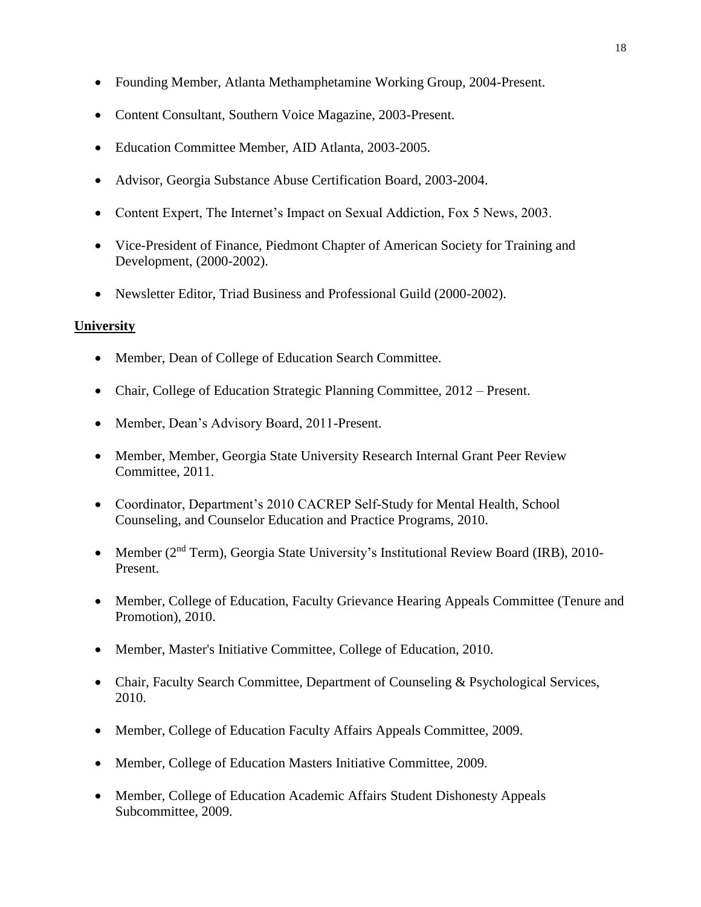- Founding Member, Atlanta Methamphetamine Working Group, 2004-Present.
- Content Consultant, Southern Voice Magazine, 2003-Present.
- Education Committee Member, AID Atlanta, 2003-2005.
- Advisor, Georgia Substance Abuse Certification Board, 2003-2004.
- Content Expert, The Internet's Impact on Sexual Addiction, Fox 5 News, 2003.
- Vice-President of Finance, Piedmont Chapter of American Society for Training and Development, (2000-2002).
- Newsletter Editor, Triad Business and Professional Guild (2000-2002).

**University**

- Member, Dean of College of Education Search Committee.
- Chair, College of Education Strategic Planning Committee, 2012 – Present.
- Member, Dean's Advisory Board, 2011-Present.
- Member, Member, Georgia State University Research Internal Grant Peer Review Committee, 2011.
- Coordinator, Department's 2010 CACREP Self-Study for Mental Health, School Counseling, and Counselor Education and Practice Programs, 2010.
- Member (2nd Term), Georgia State University's Institutional Review Board (IRB), 2010-Present.
- Member, College of Education, Faculty Grievance Hearing Appeals Committee (Tenure and Promotion), 2010.
- Member, Master's Initiative Committee, College of Education, 2010.
- Chair, Faculty Search Committee, Department of Counseling & Psychological Services, 2010.
- Member, College of Education Faculty Affairs Appeals Committee, 2009.
- Member, College of Education Masters Initiative Committee, 2009.
- Member, College of Education Academic Affairs Student Dishonesty Appeals Subcommittee, 2009.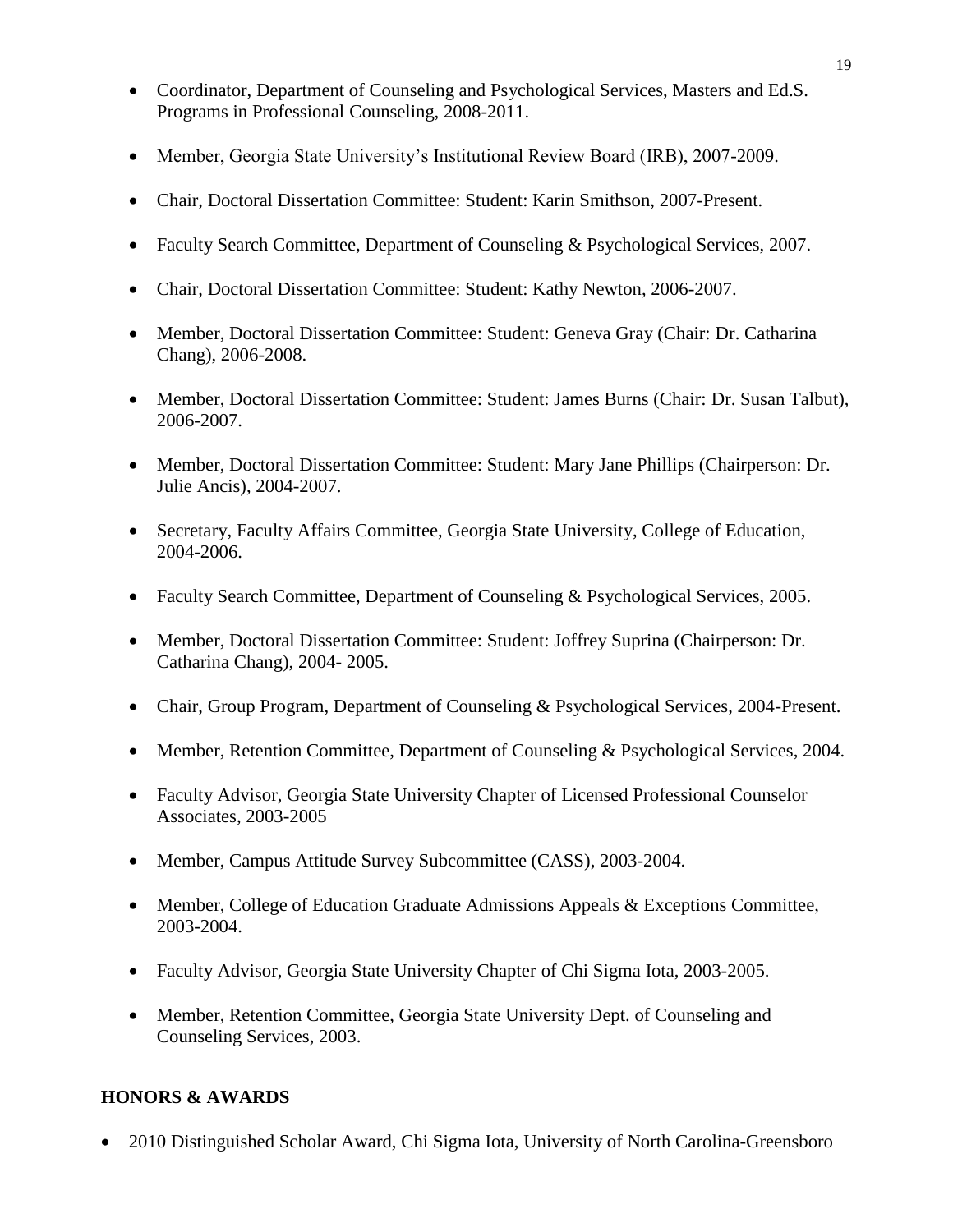- Coordinator, Department of Counseling and Psychological Services, Masters and Ed.S. Programs in Professional Counseling, 2008-2011.

- Member, Georgia State University's Institutional Review Board (IRB), 2007-2009.

- Chair, Doctoral Dissertation Committee: Student: Karin Smithson, 2007-Present.

- Faculty Search Committee, Department of Counseling & Psychological Services, 2007.

- Chair, Doctoral Dissertation Committee: Student: Kathy Newton, 2006-2007.

- Member, Doctoral Dissertation Committee: Student: Geneva Gray (Chair: Dr. Catharina Chang), 2006-2008.

- Member, Doctoral Dissertation Committee: Student: James Burns (Chair: Dr. Susan Talbut), 2006-2007.

- Member, Doctoral Dissertation Committee: Student: Mary Jane Phillips (Chairperson: Dr. Julie Ancis), 2004-2007.

- Secretary, Faculty Affairs Committee, Georgia State University, College of Education, 2004-2006.

- Faculty Search Committee, Department of Counseling & Psychological Services, 2005.

- Member, Doctoral Dissertation Committee: Student: Joffrey Suprina (Chairperson: Dr. Catharina Chang), 2004- 2005.

- Chair, Group Program, Department of Counseling & Psychological Services, 2004-Present.

- Member, Retention Committee, Department of Counseling & Psychological Services, 2004.

- Faculty Advisor, Georgia State University Chapter of Licensed Professional Counselor Associates, 2003-2005

- Member, Campus Attitude Survey Subcommittee (CASS), 2003-2004.

- Member, College of Education Graduate Admissions Appeals & Exceptions Committee, 2003-2004.

- Faculty Advisor, Georgia State University Chapter of Chi Sigma Iota, 2003-2005.

- Member, Retention Committee, Georgia State University Dept. of Counseling and Counseling Services, 2003.

## HONORS & AWARDS

- 2010 Distinguished Scholar Award, Chi Sigma Iota, University of North Carolina-Greensboro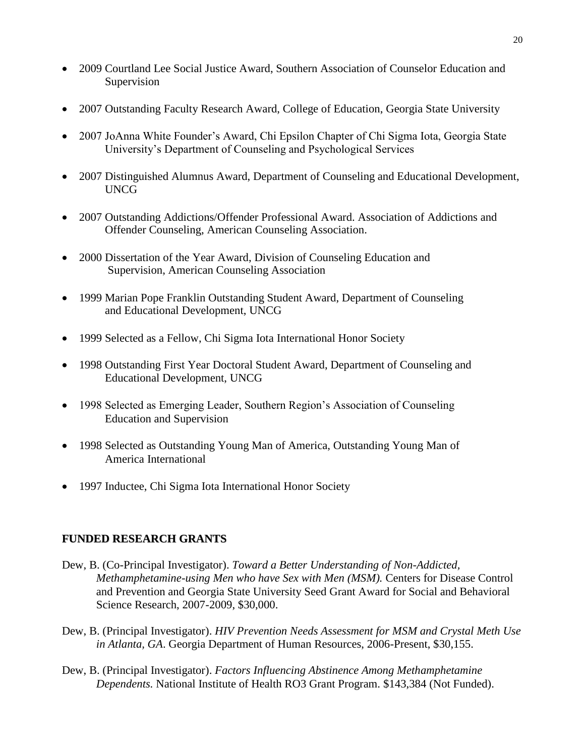- 2009 Courtland Lee Social Justice Award, Southern Association of Counselor Education and Supervision
- 2007 Outstanding Faculty Research Award, College of Education, Georgia State University
- 2007 JoAnna White Founder's Award, Chi Epsilon Chapter of Chi Sigma Iota, Georgia State University's Department of Counseling and Psychological Services
- 2007 Distinguished Alumnus Award, Department of Counseling and Educational Development, UNCG
- 2007 Outstanding Addictions/Offender Professional Award. Association of Addictions and Offender Counseling, American Counseling Association.
- 2000 Dissertation of the Year Award, Division of Counseling Education and Supervision, American Counseling Association
- 1999 Marian Pope Franklin Outstanding Student Award, Department of Counseling and Educational Development, UNCG
- 1999 Selected as a Fellow, Chi Sigma Iota International Honor Society
- 1998 Outstanding First Year Doctoral Student Award, Department of Counseling and Educational Development, UNCG
- 1998 Selected as Emerging Leader, Southern Region's Association of Counseling Education and Supervision
- 1998 Selected as Outstanding Young Man of America, Outstanding Young Man of America International
- 1997 Inductee, Chi Sigma Iota International Honor Society

## FUNDED RESEARCH GRANTS

Dew, B. (Co-Principal Investigator). *Toward a Better Understanding of Non-Addicted, Methamphetamine-using Men who have Sex with Men (MSM).* Centers for Disease Control and Prevention and Georgia State University Seed Grant Award for Social and Behavioral Science Research, 2007-2009, $30,000.

Dew, B. (Principal Investigator). *HIV Prevention Needs Assessment for MSM and Crystal Meth Use in Atlanta, GA.* Georgia Department of Human Resources, 2006-Present, $30,155.

Dew, B. (Principal Investigator). *Factors Influencing Abstinence Among Methamphetamine Dependents.* National Institute of Health RO3 Grant Program. $143,384 (Not Funded).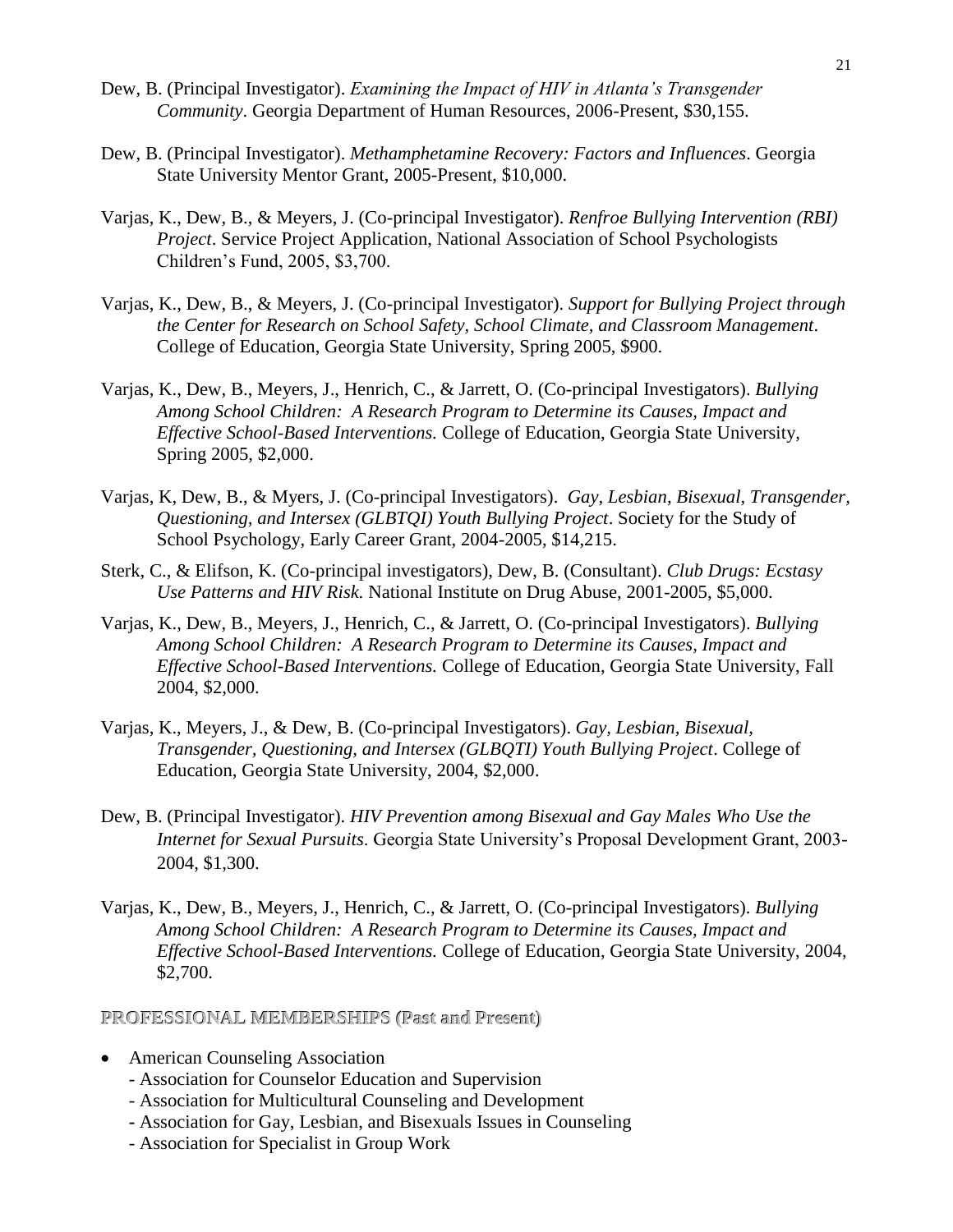Dew, B. (Principal Investigator). *Examining the Impact of HIV in Atlanta's Transgender Community*. Georgia Department of Human Resources, 2006-Present, $30,155.

Dew, B. (Principal Investigator). *Methamphetamine Recovery: Factors and Influences*. Georgia State University Mentor Grant, 2005-Present, $10,000.

Varjas, K., Dew, B., & Meyers, J. (Co-principal Investigator). *Renfroe Bullying Intervention (RBI) Project*. Service Project Application, National Association of School Psychologists Children's Fund, 2005, $3,700.

Varjas, K., Dew, B., & Meyers, J. (Co-principal Investigator). *Support for Bullying Project through the Center for Research on School Safety, School Climate, and Classroom Management*. College of Education, Georgia State University, Spring 2005, $900.

Varjas, K., Dew, B., Meyers, J., Henrich, C., & Jarrett, O. (Co-principal Investigators). *Bullying Among School Children: A Research Program to Determine its Causes, Impact and Effective School-Based Interventions.* College of Education, Georgia State University, Spring 2005, $2,000.

Varjas, K, Dew, B., & Myers, J. (Co-principal Investigators). *Gay, Lesbian, Bisexual, Transgender, Questioning, and Intersex (GLBTQI) Youth Bullying Project*. Society for the Study of School Psychology, Early Career Grant, 2004-2005, $14,215.

Sterk, C., & Elifson, K. (Co-principal investigators), Dew, B. (Consultant). *Club Drugs: Ecstasy Use Patterns and HIV Risk.* National Institute on Drug Abuse, 2001-2005, $5,000.

Varjas, K., Dew, B., Meyers, J., Henrich, C., & Jarrett, O. (Co-principal Investigators). *Bullying Among School Children: A Research Program to Determine its Causes, Impact and Effective School-Based Interventions.* College of Education, Georgia State University, Fall 2004, $2,000.

Varjas, K., Meyers, J., & Dew, B. (Co-principal Investigators). *Gay, Lesbian, Bisexual, Transgender, Questioning, and Intersex (GLBQTI) Youth Bullying Project*. College of Education, Georgia State University, 2004, $2,000.

Dew, B. (Principal Investigator). *HIV Prevention among Bisexual and Gay Males Who Use the Internet for Sexual Pursuits*. Georgia State University's Proposal Development Grant, 2003-2004, $1,300.

Varjas, K., Dew, B., Meyers, J., Henrich, C., & Jarrett, O. (Co-principal Investigators). *Bullying Among School Children: A Research Program to Determine its Causes, Impact and Effective School-Based Interventions.* College of Education, Georgia State University, 2004, $2,700.

## PROFESSIONAL MEMBERSHIPS (Past and Present)

- American Counseling Association
  - Association for Counselor Education and Supervision
  - Association for Multicultural Counseling and Development
  - Association for Gay, Lesbian, and Bisexuals Issues in Counseling
  - Association for Specialist in Group Work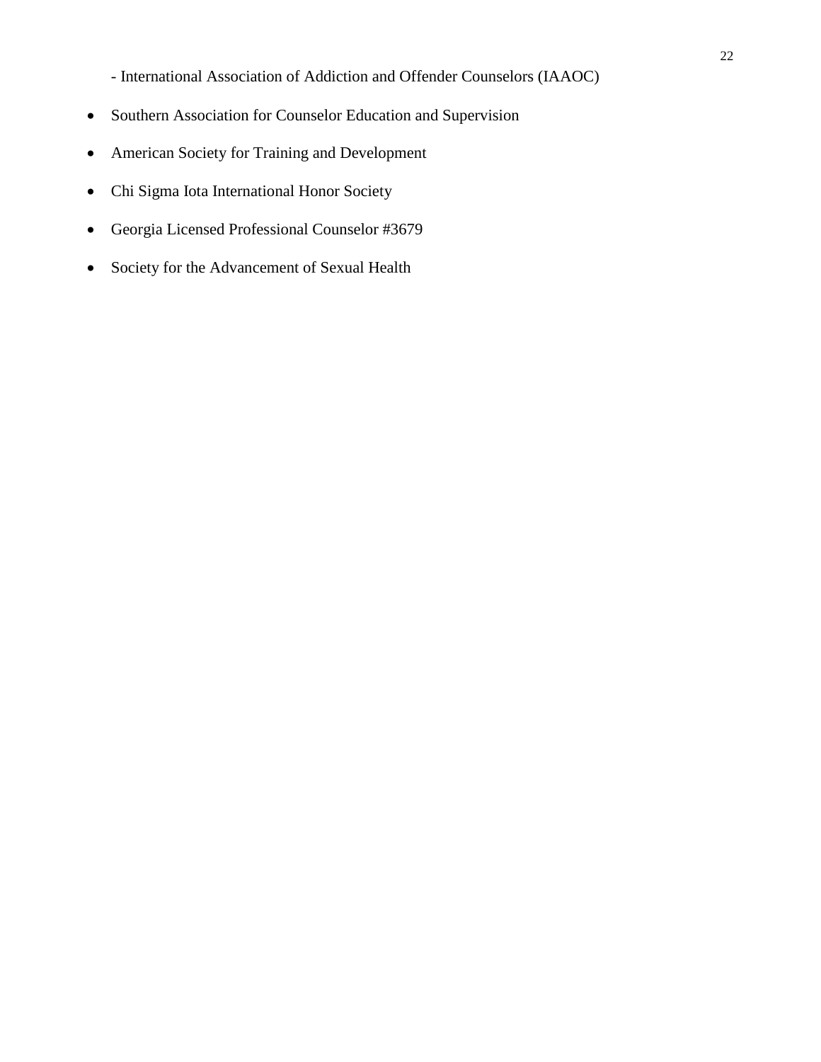- International Association of Addiction and Offender Counselors (IAAOC)

- Southern Association for Counselor Education and Supervision
- American Society for Training and Development
- Chi Sigma Iota International Honor Society
- Georgia Licensed Professional Counselor #3679
- Society for the Advancement of Sexual Health